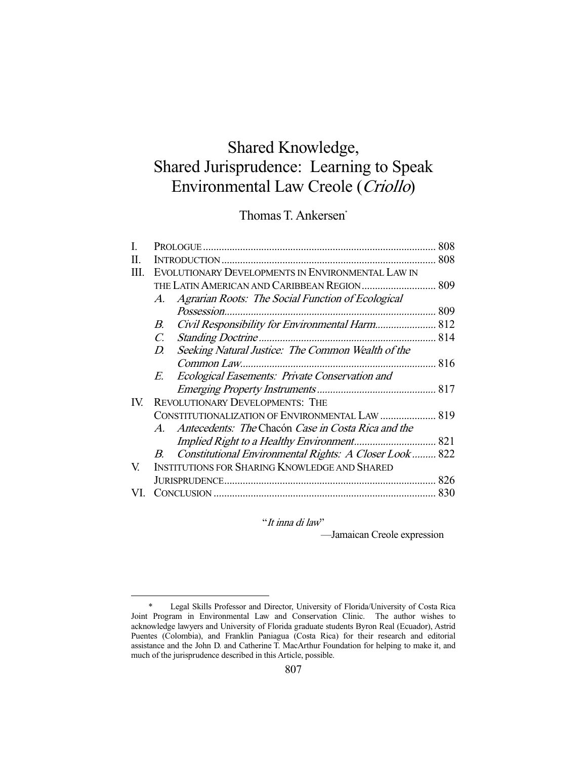# Shared Knowledge, Shared Jurisprudence: Learning to Speak Environmental Law Creole (*Criollo*)

Thomas T. Ankersen*

| | | |
|---|---|---|
| I. | PROLOGUE | 808 |
| II. | INTRODUCTION | 808 |
| III. | EVOLUTIONARY DEVELOPMENTS IN ENVIRONMENTAL LAW IN THE LATIN AMERICAN AND CARIBBEAN REGION | 809 |
| | *A. Agrarian Roots: The Social Function of Ecological Possession* | 809 |
| | *B. Civil Responsibility for Environmental Harm* | 812 |
| | *C. Standing Doctrine* | 814 |
| | *D. Seeking Natural Justice: The Common Wealth of the Common Law* | 816 |
| | *E. Ecological Easements: Private Conservation and Emerging Property Instruments* | 817 |
| IV. | REVOLUTIONARY DEVELOPMENTS: THE CONSTITUTIONALIZATION OF ENVIRONMENTAL LAW | 819 |
| | *A. Antecedents: The* Chacón *Case in Costa Rica and the Implied Right to a Healthy Environment* | 821 |
| | *B. Constitutional Environmental Rights: A Closer Look* | 822 |
| V. | INSTITUTIONS FOR SHARING KNOWLEDGE AND SHARED JURISPRUDENCE | 826 |
| VI. | CONCLUSION | 830 |

"*It inna di law*"

—Jamaican Creole expression

---

\* Legal Skills Professor and Director, University of Florida/University of Costa Rica Joint Program in Environmental Law and Conservation Clinic. The author wishes to acknowledge lawyers and University of Florida graduate students Byron Real (Ecuador), Astrid Puentes (Colombia), and Franklin Paniagua (Costa Rica) for their research and editorial assistance and the John D. and Catherine T. MacArthur Foundation for helping to make it, and much of the jurisprudence described in this Article, possible.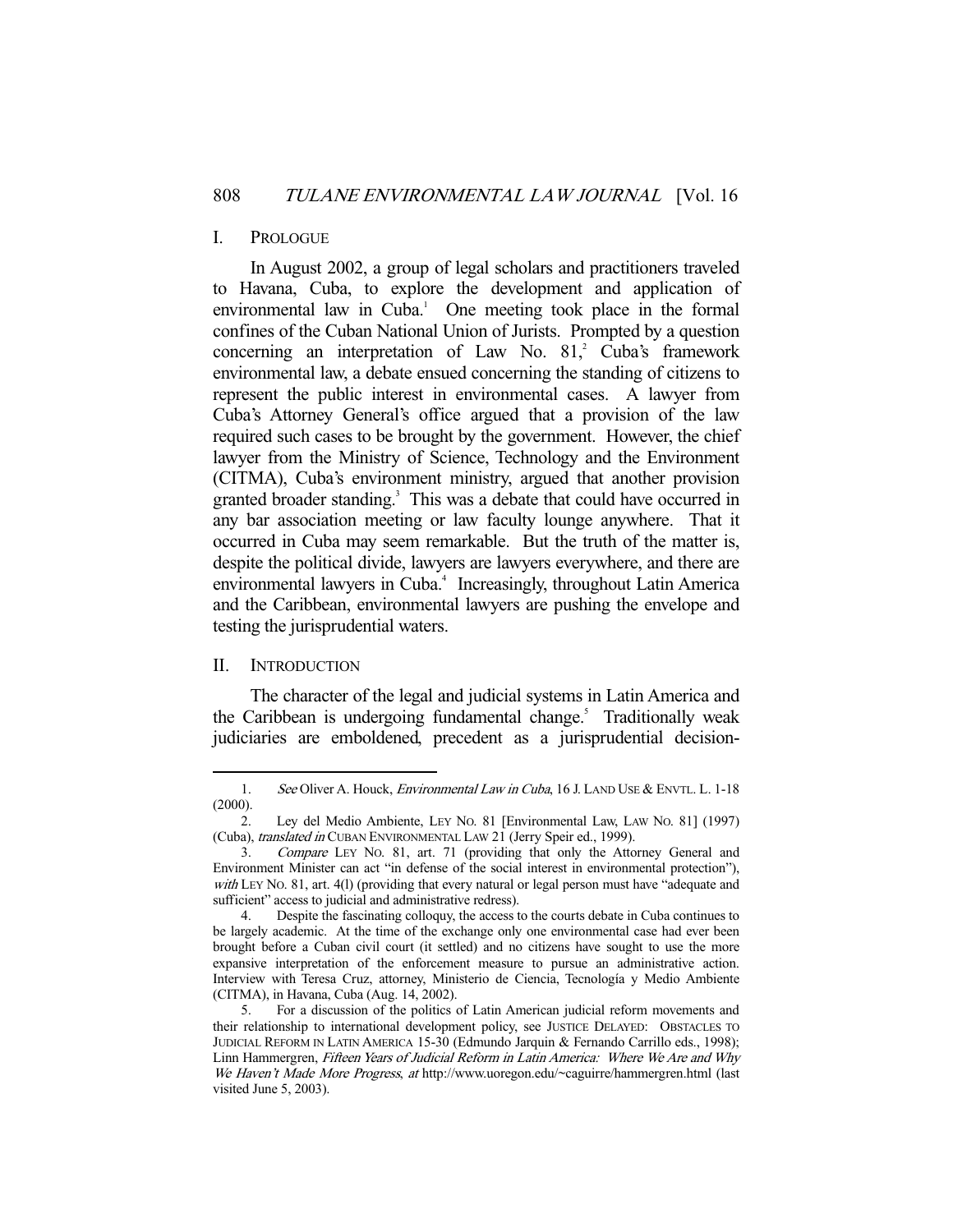## I. Prologue

In August 2002, a group of legal scholars and practitioners traveled to Havana, Cuba, to explore the development and application of environmental law in Cuba.[1] One meeting took place in the formal confines of the Cuban National Union of Jurists. Prompted by a question concerning an interpretation of Law No. 81,[2] Cuba's framework environmental law, a debate ensued concerning the standing of citizens to represent the public interest in environmental cases. A lawyer from Cuba's Attorney General's office argued that a provision of the law required such cases to be brought by the government. However, the chief lawyer from the Ministry of Science, Technology and the Environment (CITMA), Cuba's environment ministry, argued that another provision granted broader standing.[3] This was a debate that could have occurred in any bar association meeting or law faculty lounge anywhere. That it occurred in Cuba may seem remarkable. But the truth of the matter is, despite the political divide, lawyers are lawyers everywhere, and there are environmental lawyers in Cuba.[4] Increasingly, throughout Latin America and the Caribbean, environmental lawyers are pushing the envelope and testing the jurisprudential waters.

## II. Introduction

The character of the legal and judicial systems in Latin America and the Caribbean is undergoing fundamental change.[5] Traditionally weak judiciaries are emboldened, precedent as a jurisprudential decision-

---

1. *See* Oliver A. Houck, *Environmental Law in Cuba*, 16 J. Land Use & Envtl. L. 1-18 (2000).

2. Ley del Medio Ambiente, Ley No. 81 [Environmental Law, Law No. 81] (1997) (Cuba), *translated in* Cuban Environmental Law 21 (Jerry Speir ed., 1999).

3. *Compare* Ley No. 81, art. 71 (providing that only the Attorney General and Environment Minister can act "in defense of the social interest in environmental protection"), *with* Ley No. 81, art. 4(l) (providing that every natural or legal person must have "adequate and sufficient" access to judicial and administrative redress).

4. Despite the fascinating colloquy, the access to the courts debate in Cuba continues to be largely academic. At the time of the exchange only one environmental case had ever been brought before a Cuban civil court (it settled) and no citizens have sought to use the more expansive interpretation of the enforcement measure to pursue an administrative action. Interview with Teresa Cruz, attorney, Ministerio de Ciencia, Tecnología y Medio Ambiente (CITMA), in Havana, Cuba (Aug. 14, 2002).

5. For a discussion of the politics of Latin American judicial reform movements and their relationship to international development policy, see Justice Delayed: Obstacles to Judicial Reform in Latin America 15-30 (Edmundo Jarquin & Fernando Carrillo eds., 1998); Linn Hammergren, *Fifteen Years of Judicial Reform in Latin America: Where We Are and Why We Haven't Made More Progress*, *at* http://www.uoregon.edu/~caguirre/hammergren.html (last visited June 5, 2003).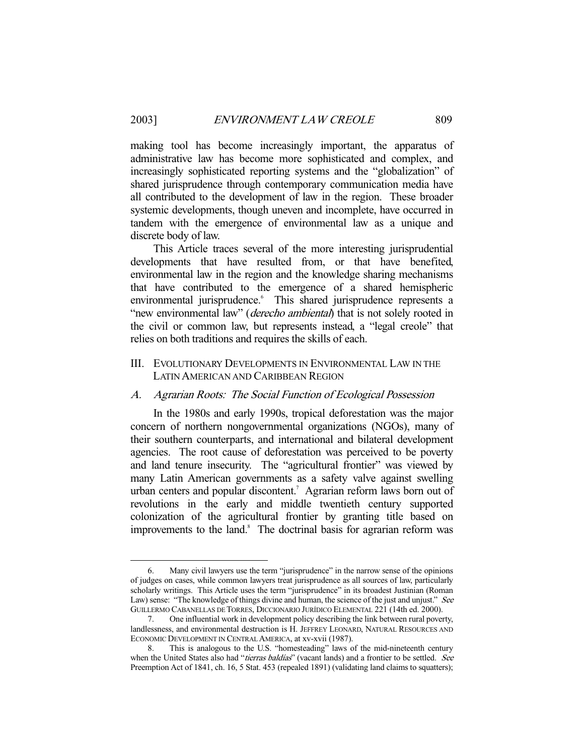making tool has become increasingly important, the apparatus of administrative law has become more sophisticated and complex, and increasingly sophisticated reporting systems and the "globalization" of shared jurisprudence through contemporary communication media have all contributed to the development of law in the region. These broader systemic developments, though uneven and incomplete, have occurred in tandem with the emergence of environmental law as a unique and discrete body of law.

This Article traces several of the more interesting jurisprudential developments that have resulted from, or that have benefited, environmental law in the region and the knowledge sharing mechanisms that have contributed to the emergence of a shared hemispheric environmental jurisprudence.[6] This shared jurisprudence represents a "new environmental law" (*derecho ambiental*) that is not solely rooted in the civil or common law, but represents instead, a "legal creole" that relies on both traditions and requires the skills of each.

## III. Evolutionary Developments in Environmental Law in the Latin American and Caribbean Region

### A. *Agrarian Roots: The Social Function of Ecological Possession*

In the 1980s and early 1990s, tropical deforestation was the major concern of northern nongovernmental organizations (NGOs), many of their southern counterparts, and international and bilateral development agencies. The root cause of deforestation was perceived to be poverty and land tenure insecurity. The "agricultural frontier" was viewed by many Latin American governments as a safety valve against swelling urban centers and popular discontent.[7] Agrarian reform laws born out of revolutions in the early and middle twentieth century supported colonization of the agricultural frontier by granting title based on improvements to the land.[8] The doctrinal basis for agrarian reform was

---

6. Many civil lawyers use the term "jurisprudence" in the narrow sense of the opinions of judges on cases, while common lawyers treat jurisprudence as all sources of law, particularly scholarly writings. This Article uses the term "jurisprudence" in its broadest Justinian (Roman Law) sense: "The knowledge of things divine and human, the science of the just and unjust." *See* GUILLERMO CABANELLAS DE TORRES, DICCIONARIO JURÍDICO ELEMENTAL 221 (14th ed. 2000).

7. One influential work in development policy describing the link between rural poverty, landlessness, and environmental destruction is H. JEFFREY LEONARD, NATURAL RESOURCES AND ECONOMIC DEVELOPMENT IN CENTRAL AMERICA, at xv-xvii (1987).

8. This is analogous to the U.S. "homesteading" laws of the mid-nineteenth century when the United States also had "*tierras baldías*" (vacant lands) and a frontier to be settled. *See* Preemption Act of 1841, ch. 16, 5 Stat. 453 (repealed 1891) (validating land claims to squatters);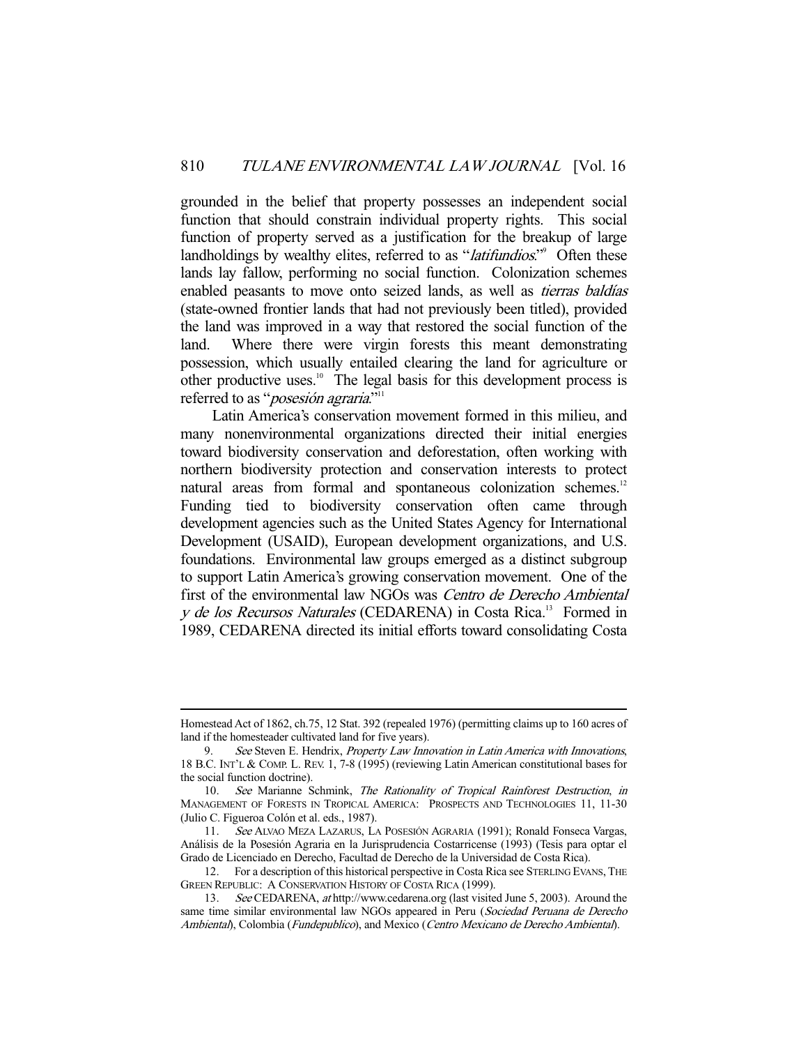grounded in the belief that property possesses an independent social function that should constrain individual property rights. This social function of property served as a justification for the breakup of large landholdings by wealthy elites, referred to as "*latifundios*."[9] Often these lands lay fallow, performing no social function. Colonization schemes enabled peasants to move onto seized lands, as well as *tierras baldías* (state-owned frontier lands that had not previously been titled), provided the land was improved in a way that restored the social function of the land. Where there were virgin forests this meant demonstrating possession, which usually entailed clearing the land for agriculture or other productive uses.[10] The legal basis for this development process is referred to as "*posesión agraria*."[11]

Latin America's conservation movement formed in this milieu, and many nonenvironmental organizations directed their initial energies toward biodiversity conservation and deforestation, often working with northern biodiversity protection and conservation interests to protect natural areas from formal and spontaneous colonization schemes.[12] Funding tied to biodiversity conservation often came through development agencies such as the United States Agency for International Development (USAID), European development organizations, and U.S. foundations. Environmental law groups emerged as a distinct subgroup to support Latin America's growing conservation movement. One of the first of the environmental law NGOs was *Centro de Derecho Ambiental y de los Recursos Naturales* (CEDARENA) in Costa Rica.[13] Formed in 1989, CEDARENA directed its initial efforts toward consolidating Costa

---

Homestead Act of 1862, ch.75, 12 Stat. 392 (repealed 1976) (permitting claims up to 160 acres of land if the homesteader cultivated land for five years).

9. *See* Steven E. Hendrix, *Property Law Innovation in Latin America with Innovations*, 18 B.C. INT'L & COMP. L. REV. 1, 7-8 (1995) (reviewing Latin American constitutional bases for the social function doctrine).

10. *See* Marianne Schmink, *The Rationality of Tropical Rainforest Destruction*, *in* MANAGEMENT OF FORESTS IN TROPICAL AMERICA: PROSPECTS AND TECHNOLOGIES 11, 11-30 (Julio C. Figueroa Colón et al. eds., 1987).

11. *See* ALVAO MEZA LAZARUS, LA POSESIÓN AGRARIA (1991); Ronald Fonseca Vargas, Análisis de la Posesión Agraria en la Jurisprudencia Costarricense (1993) (Tesis para optar el Grado de Licenciado en Derecho, Facultad de Derecho de la Universidad de Costa Rica).

12. For a description of this historical perspective in Costa Rica see STERLING EVANS, THE GREEN REPUBLIC: A CONSERVATION HISTORY OF COSTA RICA (1999).

13. *See* CEDARENA, *at* http://www.cedarena.org (last visited June 5, 2003). Around the same time similar environmental law NGOs appeared in Peru (*Sociedad Peruana de Derecho Ambiental*), Colombia (*Fundepublico*), and Mexico (*Centro Mexicano de Derecho Ambiental*).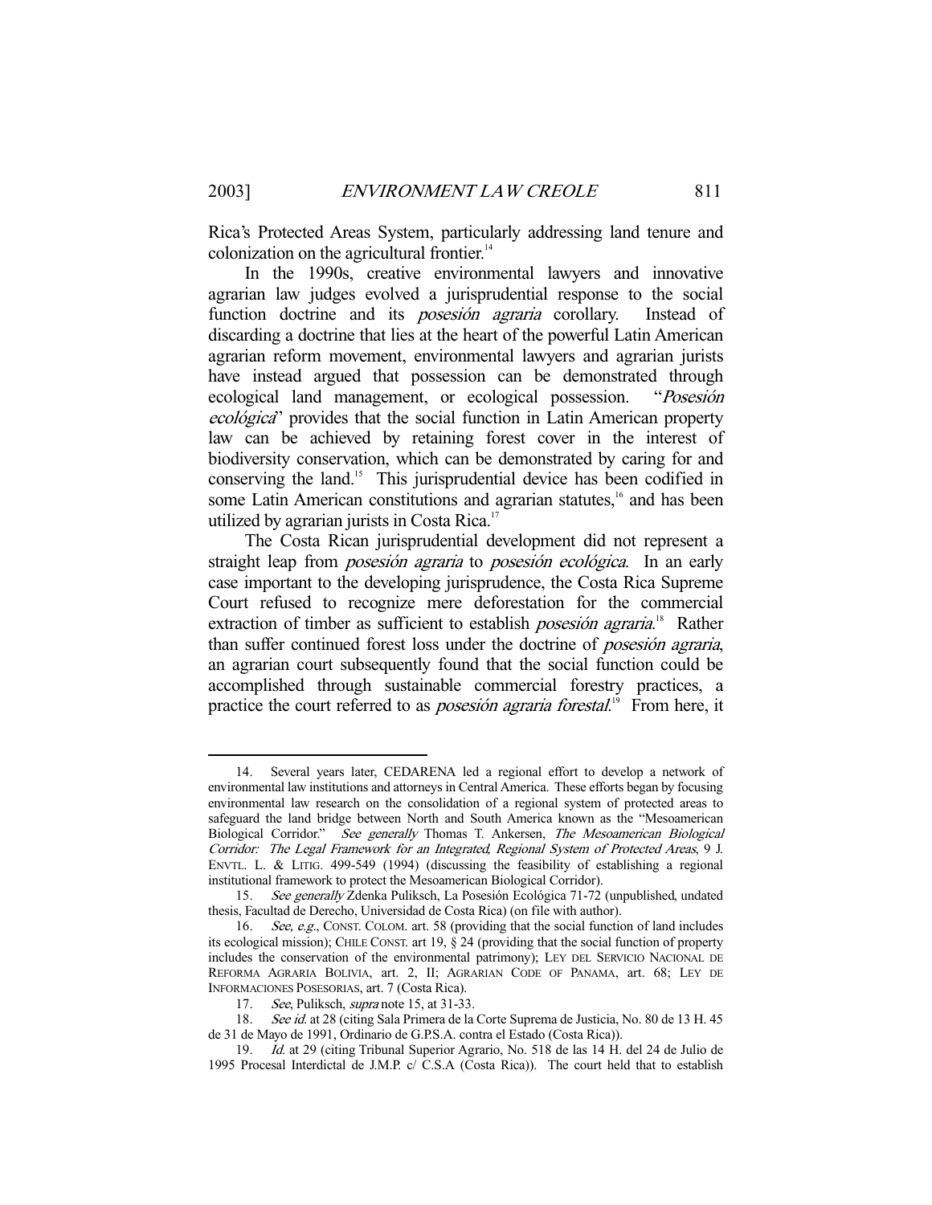Rica's Protected Areas System, particularly addressing land tenure and colonization on the agricultural frontier.[14]

In the 1990s, creative environmental lawyers and innovative agrarian law judges evolved a jurisprudential response to the social function doctrine and its *posesión agraria* corollary. Instead of discarding a doctrine that lies at the heart of the powerful Latin American agrarian reform movement, environmental lawyers and agrarian jurists have instead argued that possession can be demonstrated through ecological land management, or ecological possession. "*Posesión ecológica*" provides that the social function in Latin American property law can be achieved by retaining forest cover in the interest of biodiversity conservation, which can be demonstrated by caring for and conserving the land.[15] This jurisprudential device has been codified in some Latin American constitutions and agrarian statutes,[16] and has been utilized by agrarian jurists in Costa Rica.[17]

The Costa Rican jurisprudential development did not represent a straight leap from *posesión agraria* to *posesión ecológica*. In an early case important to the developing jurisprudence, the Costa Rica Supreme Court refused to recognize mere deforestation for the commercial extraction of timber as sufficient to establish *posesión agraria*.[18] Rather than suffer continued forest loss under the doctrine of *posesión agraria*, an agrarian court subsequently found that the social function could be accomplished through sustainable commercial forestry practices, a practice the court referred to as *posesión agraria forestal*.[19] From here, it

---

14. Several years later, CEDARENA led a regional effort to develop a network of environmental law institutions and attorneys in Central America. These efforts began by focusing environmental law research on the consolidation of a regional system of protected areas to safeguard the land bridge between North and South America known as the "Mesoamerican Biological Corridor." *See generally* Thomas T. Ankersen, *The Mesoamerican Biological Corridor: The Legal Framework for an Integrated, Regional System of Protected Areas*, 9 J. ENVTL. L. & LITIG. 499-549 (1994) (discussing the feasibility of establishing a regional institutional framework to protect the Mesoamerican Biological Corridor).

15. *See generally* Zdenka Puliksch, La Posesión Ecológica 71-72 (unpublished, undated thesis, Facultad de Derecho, Universidad de Costa Rica) (on file with author).

16. *See, e.g.*, CONST. COLOM. art. 58 (providing that the social function of land includes its ecological mission); CHILE CONST. art 19, § 24 (providing that the social function of property includes the conservation of the environmental patrimony); LEY DEL SERVICIO NACIONAL DE REFORMA AGRARIA BOLIVIA, art. 2, II; AGRARIAN CODE OF PANAMA, art. 68; LEY DE INFORMACIONES POSESORIAS, art. 7 (Costa Rica).

17. *See*, Puliksch, *supra* note 15, at 31-33.

18. *See id.* at 28 (citing Sala Primera de la Corte Suprema de Justicia, No. 80 de 13 H. 45 de 31 de Mayo de 1991, Ordinario de G.P.S.A. contra el Estado (Costa Rica)).

19. *Id.* at 29 (citing Tribunal Superior Agrario, No. 518 de las 14 H. del 24 de Julio de 1995 Procesal Interdictal de J.M.P. c/ C.S.A (Costa Rica)). The court held that to establish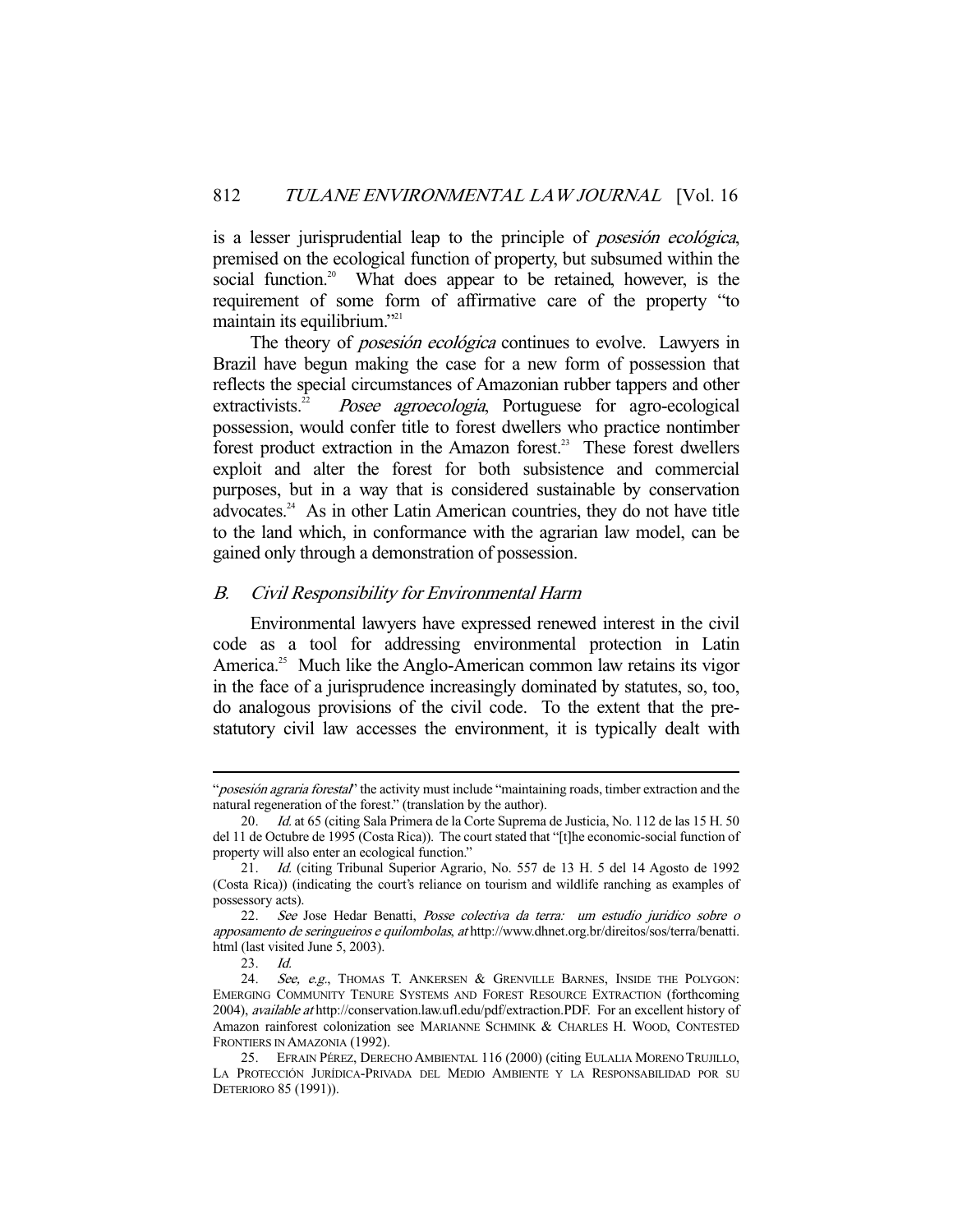is a lesser jurisprudential leap to the principle of *posesión ecológica*, premised on the ecological function of property, but subsumed within the social function.[20] What does appear to be retained, however, is the requirement of some form of affirmative care of the property "to maintain its equilibrium."[21]

The theory of *posesión ecológica* continues to evolve. Lawyers in Brazil have begun making the case for a new form of possession that reflects the special circumstances of Amazonian rubber tappers and other extractivists.[22] *Posee agroecologia*, Portuguese for agro-ecological possession, would confer title to forest dwellers who practice nontimber forest product extraction in the Amazon forest.[23] These forest dwellers exploit and alter the forest for both subsistence and commercial purposes, but in a way that is considered sustainable by conservation advocates.[24] As in other Latin American countries, they do not have title to the land which, in conformance with the agrarian law model, can be gained only through a demonstration of possession.

### *B. Civil Responsibility for Environmental Harm*

Environmental lawyers have expressed renewed interest in the civil code as a tool for addressing environmental protection in Latin America.[25] Much like the Anglo-American common law retains its vigor in the face of a jurisprudence increasingly dominated by statutes, so, too, do analogous provisions of the civil code. To the extent that the pre-statutory civil law accesses the environment, it is typically dealt with

---

"*posesión agraria forestal*" the activity must include "maintaining roads, timber extraction and the natural regeneration of the forest." (translation by the author).

20. *Id.* at 65 (citing Sala Primera de la Corte Suprema de Justicia, No. 112 de las 15 H. 50 del 11 de Octubre de 1995 (Costa Rica)). The court stated that "[t]he economic-social function of property will also enter an ecological function."

21. *Id.* (citing Tribunal Superior Agrario, No. 557 de 13 H. 5 del 14 Agosto de 1992 (Costa Rica)) (indicating the court's reliance on tourism and wildlife ranching as examples of possessory acts).

22. *See* Jose Hedar Benatti, *Posse colectiva da terra: um estudio juridico sobre o apposamento de seringueiros e quilombolas*, *at* http://www.dhnet.org.br/direitos/sos/terra/benatti.html (last visited June 5, 2003).

23. *Id.*

24. *See, e.g.*, THOMAS T. ANKERSEN & GRENVILLE BARNES, INSIDE THE POLYGON: EMERGING COMMUNITY TENURE SYSTEMS AND FOREST RESOURCE EXTRACTION (forthcoming 2004), *available at* http://conservation.law.ufl.edu/pdf/extraction.PDF. For an excellent history of Amazon rainforest colonization see MARIANNE SCHMINK & CHARLES H. WOOD, CONTESTED FRONTIERS IN AMAZONIA (1992).

25. EFRAIN PÉREZ, DERECHO AMBIENTAL 116 (2000) (citing EULALIA MORENO TRUJILLO, LA PROTECCIÓN JURÍDICA-PRIVADA DEL MEDIO AMBIENTE Y LA RESPONSABILIDAD POR SU DETERIORO 85 (1991)).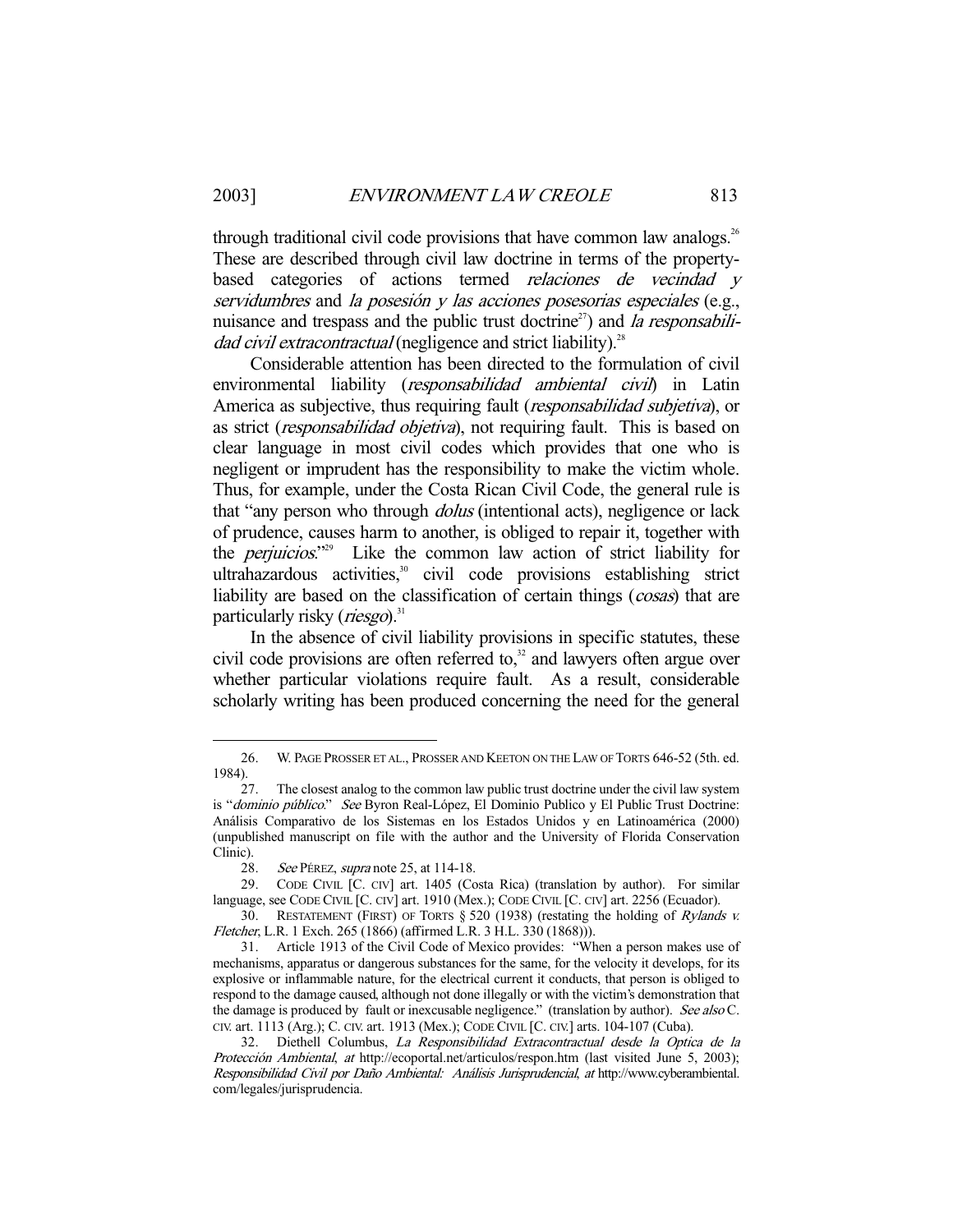through traditional civil code provisions that have common law analogs.[26] These are described through civil law doctrine in terms of the property-based categories of actions termed *relaciones de vecindad y servidumbres* and *la posesión y las acciones posesorias especiales* (e.g., nuisance and trespass and the public trust doctrine[27]) and *la responsabilidad civil extracontractual* (negligence and strict liability).[28]

Considerable attention has been directed to the formulation of civil environmental liability (*responsabilidad ambiental civil*) in Latin America as subjective, thus requiring fault (*responsabilidad subjetiva*), or as strict (*responsabilidad objetiva*), not requiring fault. This is based on clear language in most civil codes which provides that one who is negligent or imprudent has the responsibility to make the victim whole. Thus, for example, under the Costa Rican Civil Code, the general rule is that "any person who through *dolus* (intentional acts), negligence or lack of prudence, causes harm to another, is obliged to repair it, together with the *perjuicios*."[29] Like the common law action of strict liability for ultrahazardous activities,[30] civil code provisions establishing strict liability are based on the classification of certain things (*cosas*) that are particularly risky (*riesgo*).[31]

In the absence of civil liability provisions in specific statutes, these civil code provisions are often referred to,[32] and lawyers often argue over whether particular violations require fault. As a result, considerable scholarly writing has been produced concerning the need for the general

---

26. W. PAGE PROSSER ET AL., PROSSER AND KEETON ON THE LAW OF TORTS 646-52 (5th. ed. 1984).

27. The closest analog to the common law public trust doctrine under the civil law system is "*dominio público*." *See* Byron Real-López, El Dominio Publico y El Public Trust Doctrine: Análisis Comparativo de los Sistemas en los Estados Unidos y en Latinoamérica (2000) (unpublished manuscript on file with the author and the University of Florida Conservation Clinic).

28. *See* PÉREZ, *supra* note 25, at 114-18.

29. CODE CIVIL [C. CIV] art. 1405 (Costa Rica) (translation by author). For similar language, see CODE CIVIL [C. CIV] art. 1910 (Mex.); CODE CIVIL [C. CIV] art. 2256 (Ecuador).

30. RESTATEMENT (FIRST) OF TORTS § 520 (1938) (restating the holding of *Rylands v. Fletcher*, L.R. 1 Exch. 265 (1866) (affirmed L.R. 3 H.L. 330 (1868))).

31. Article 1913 of the Civil Code of Mexico provides: "When a person makes use of mechanisms, apparatus or dangerous substances for the same, for the velocity it develops, for its explosive or inflammable nature, for the electrical current it conducts, that person is obliged to respond to the damage caused, although not done illegally or with the victim's demonstration that the damage is produced by fault or inexcusable negligence." (translation by author). *See also* C. CIV. art. 1113 (Arg.); C. CIV. art. 1913 (Mex.); CODE CIVIL [C. CIV.] arts. 104-107 (Cuba).

32. Diethell Columbus, *La Responsibilidad Extracontractual desde la Optica de la Protección Ambiental*, *at* http://ecoportal.net/articulos/respon.htm (last visited June 5, 2003); *Responsibilidad Civil por Daño Ambiental: Análisis Jurisprudencial*, *at* http://www.cyberambiental.com/legales/jurisprudencia.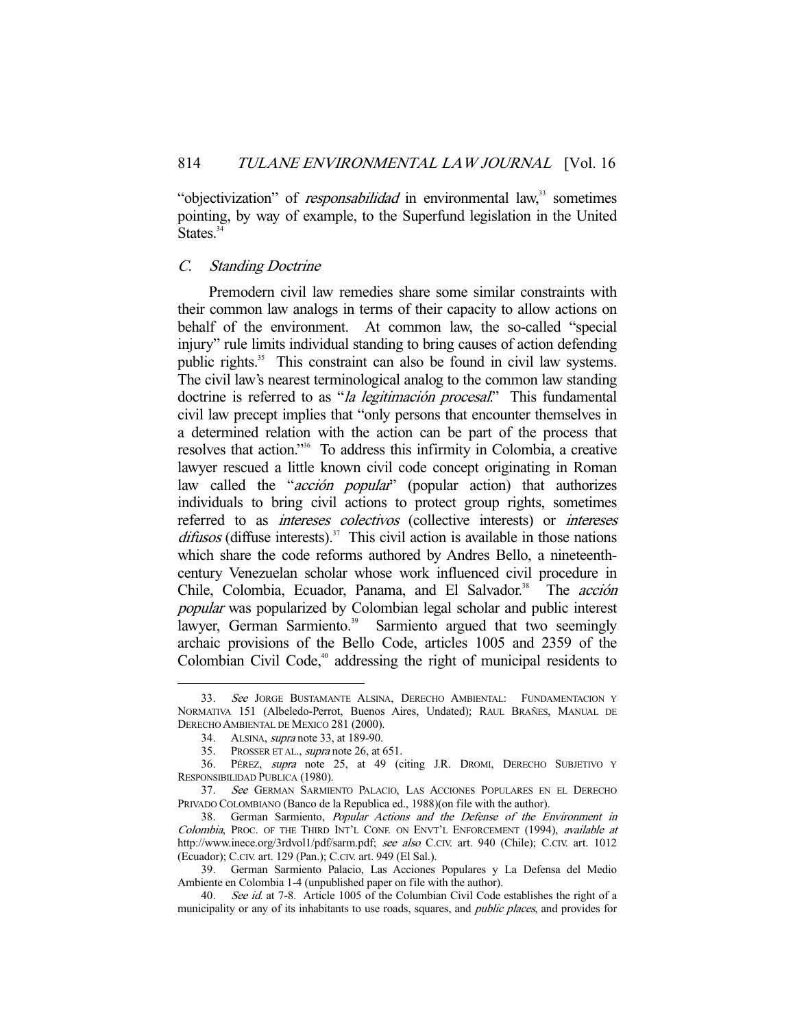"objectivization" of *responsabilidad* in environmental law,[33] sometimes pointing, by way of example, to the Superfund legislation in the United States.[34]

### C. Standing Doctrine

Premodern civil law remedies share some similar constraints with their common law analogs in terms of their capacity to allow actions on behalf of the environment. At common law, the so-called "special injury" rule limits individual standing to bring causes of action defending public rights.[35] This constraint can also be found in civil law systems. The civil law's nearest terminological analog to the common law standing doctrine is referred to as "*la legitimación procesal*." This fundamental civil law precept implies that "only persons that encounter themselves in a determined relation with the action can be part of the process that resolves that action."[36] To address this infirmity in Colombia, a creative lawyer rescued a little known civil code concept originating in Roman law called the "*acción popular*" (popular action) that authorizes individuals to bring civil actions to protect group rights, sometimes referred to as *intereses colectivos* (collective interests) or *intereses difusos* (diffuse interests).[37] This civil action is available in those nations which share the code reforms authored by Andres Bello, a nineteenth-century Venezuelan scholar whose work influenced civil procedure in Chile, Colombia, Ecuador, Panama, and El Salvador.[38] The *acción popular* was popularized by Colombian legal scholar and public interest lawyer, German Sarmiento.[39] Sarmiento argued that two seemingly archaic provisions of the Bello Code, articles 1005 and 2359 of the Colombian Civil Code,[40] addressing the right of municipal residents to

---

33. *See* JORGE BUSTAMANTE ALSINA, DERECHO AMBIENTAL: FUNDAMENTACION Y NORMATIVA 151 (Albeledo-Perrot, Buenos Aires, Undated); RAUL BRAÑES, MANUAL DE DERECHO AMBIENTAL DE MEXICO 281 (2000).

34. ALSINA, *supra* note 33, at 189-90.

35. PROSSER ET AL., *supra* note 26, at 651.

36. PÉREZ, *supra* note 25, at 49 (citing J.R. DROMI, DERECHO SUBJETIVO Y RESPONSIBILIDAD PUBLICA (1980).

37. *See* GERMAN SARMIENTO PALACIO, LAS ACCIONES POPULARES EN EL DERECHO PRIVADO COLOMBIANO (Banco de la Republica ed., 1988)(on file with the author).

38. German Sarmiento, *Popular Actions and the Defense of the Environment in Colombia*, PROC. OF THE THIRD INT'L CONF. ON ENVT'L ENFORCEMENT (1994), *available at* http://www.inece.org/3rdvol1/pdf/sarm.pdf; *see also* C.CIV. art. 940 (Chile); C.CIV. art. 1012 (Ecuador); C.CIV. art. 129 (Pan.); C.CIV. art. 949 (El Sal.).

39. German Sarmiento Palacio, Las Acciones Populares y La Defensa del Medio Ambiente en Colombia 1-4 (unpublished paper on file with the author).

40. *See id.* at 7-8. Article 1005 of the Columbian Civil Code establishes the right of a municipality or any of its inhabitants to use roads, squares, and *public places*, and provides for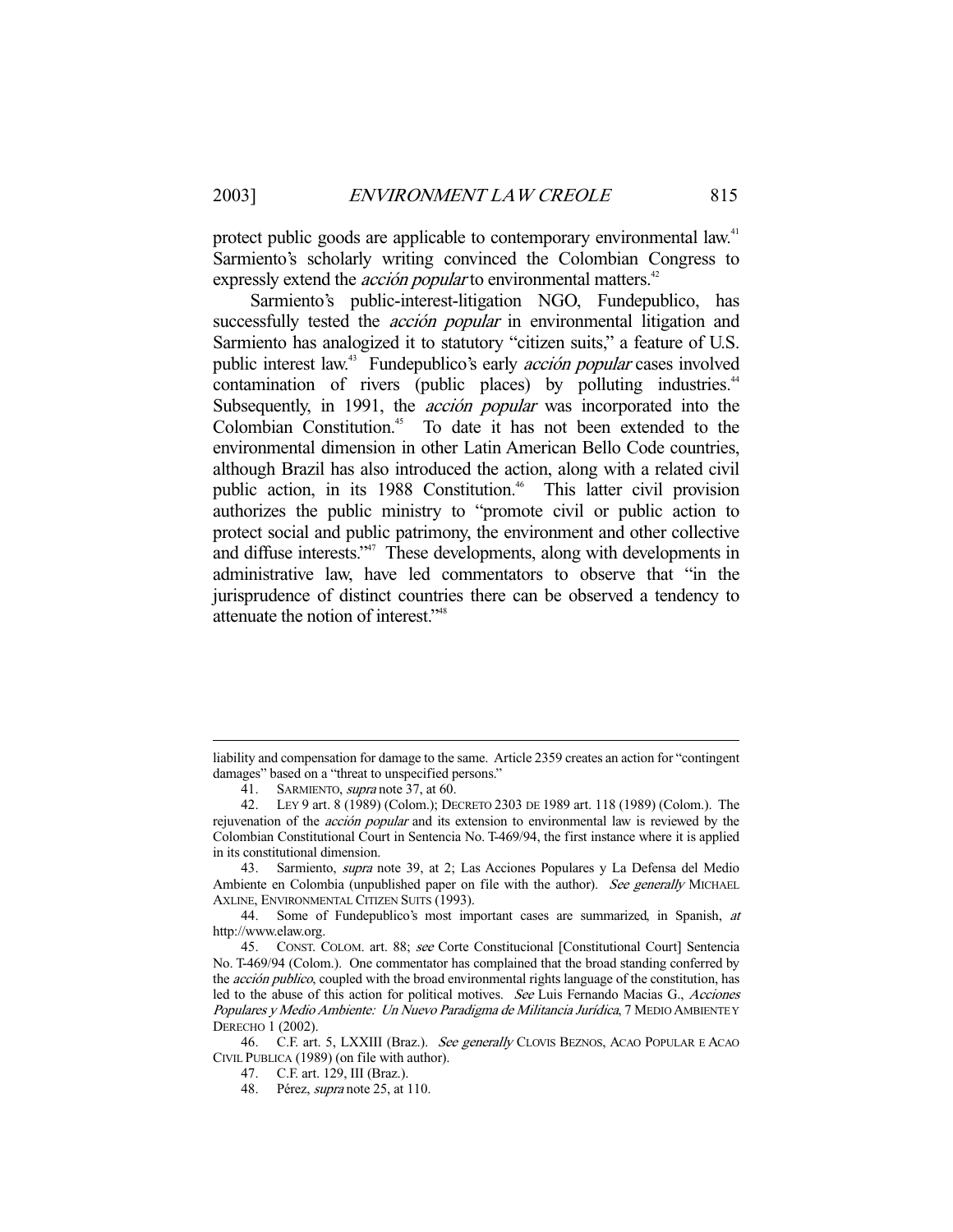protect public goods are applicable to contemporary environmental law.[41] Sarmiento's scholarly writing convinced the Colombian Congress to expressly extend the *acción popular* to environmental matters.[42]

Sarmiento's public-interest-litigation NGO, Fundepublico, has successfully tested the *acción popular* in environmental litigation and Sarmiento has analogized it to statutory "citizen suits," a feature of U.S. public interest law.[43] Fundepublico's early *acción popular* cases involved contamination of rivers (public places) by polluting industries.[44] Subsequently, in 1991, the *acción popular* was incorporated into the Colombian Constitution.[45] To date it has not been extended to the environmental dimension in other Latin American Bello Code countries, although Brazil has also introduced the action, along with a related civil public action, in its 1988 Constitution.[46] This latter civil provision authorizes the public ministry to "promote civil or public action to protect social and public patrimony, the environment and other collective and diffuse interests."[47] These developments, along with developments in administrative law, have led commentators to observe that "in the jurisprudence of distinct countries there can be observed a tendency to attenuate the notion of interest."[48]

---

liability and compensation for damage to the same. Article 2359 creates an action for "contingent damages" based on a "threat to unspecified persons."

41. SARMIENTO, *supra* note 37, at 60.

42. LEY 9 art. 8 (1989) (Colom.); DECRETO 2303 DE 1989 art. 118 (1989) (Colom.). The rejuvenation of the *acción popular* and its extension to environmental law is reviewed by the Colombian Constitutional Court in Sentencia No. T-469/94, the first instance where it is applied in its constitutional dimension.

43. Sarmiento, *supra* note 39, at 2; Las Acciones Populares y La Defensa del Medio Ambiente en Colombia (unpublished paper on file with the author). *See generally* MICHAEL AXLINE, ENVIRONMENTAL CITIZEN SUITS (1993).

44. Some of Fundepublico's most important cases are summarized, in Spanish, *at* http://www.elaw.org.

45. CONST. COLOM. art. 88; *see* Corte Constitucional [Constitutional Court] Sentencia No. T-469/94 (Colom.). One commentator has complained that the broad standing conferred by the *acción publico*, coupled with the broad environmental rights language of the constitution, has led to the abuse of this action for political motives. *See* Luis Fernando Macias G., *Acciones Populares y Medio Ambiente: Un Nuevo Paradigma de Militancia Jurídica*, 7 MEDIO AMBIENTE Y DERECHO 1 (2002).

46. C.F. art. 5, LXXIII (Braz.). *See generally* CLOVIS BEZNOS, ACAO POPULAR E ACAO CIVIL PUBLICA (1989) (on file with author).

47. C.F. art. 129, III (Braz.).

48. Pérez, *supra* note 25, at 110.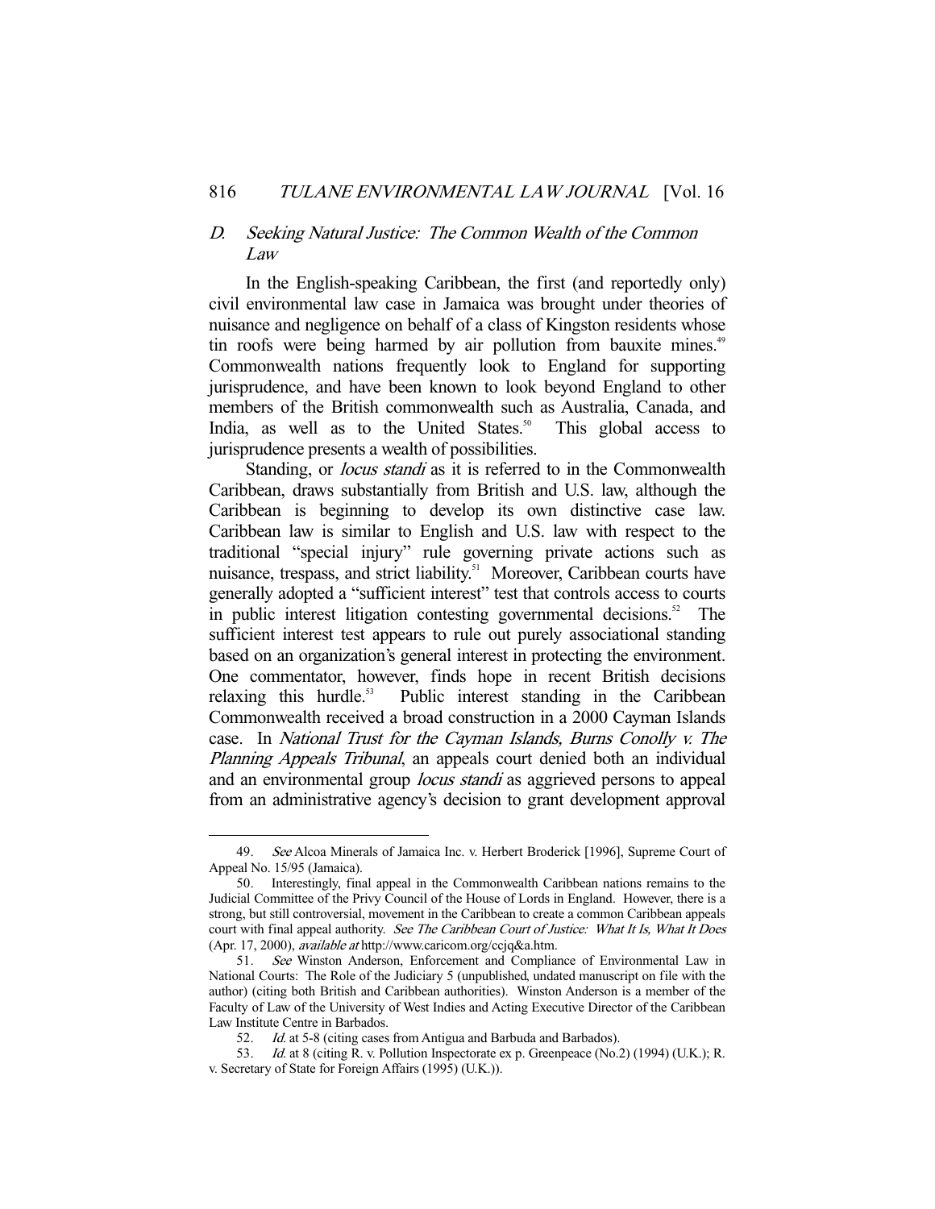### D. *Seeking Natural Justice: The Common Wealth of the Common Law*

In the English-speaking Caribbean, the first (and reportedly only) civil environmental law case in Jamaica was brought under theories of nuisance and negligence on behalf of a class of Kingston residents whose tin roofs were being harmed by air pollution from bauxite mines.[49] Commonwealth nations frequently look to England for supporting jurisprudence, and have been known to look beyond England to other members of the British commonwealth such as Australia, Canada, and India, as well as to the United States.[50] This global access to jurisprudence presents a wealth of possibilities.

Standing, or *locus standi* as it is referred to in the Commonwealth Caribbean, draws substantially from British and U.S. law, although the Caribbean is beginning to develop its own distinctive case law. Caribbean law is similar to English and U.S. law with respect to the traditional "special injury" rule governing private actions such as nuisance, trespass, and strict liability.[51] Moreover, Caribbean courts have generally adopted a "sufficient interest" test that controls access to courts in public interest litigation contesting governmental decisions.[52] The sufficient interest test appears to rule out purely associational standing based on an organization's general interest in protecting the environment. One commentator, however, finds hope in recent British decisions relaxing this hurdle.[53] Public interest standing in the Caribbean Commonwealth received a broad construction in a 2000 Cayman Islands case. In *National Trust for the Cayman Islands, Burns Conolly v. The Planning Appeals Tribunal*, an appeals court denied both an individual and an environmental group *locus standi* as aggrieved persons to appeal from an administrative agency's decision to grant development approval

---

49. *See* Alcoa Minerals of Jamaica Inc. v. Herbert Broderick [1996], Supreme Court of Appeal No. 15/95 (Jamaica).

50. Interestingly, final appeal in the Commonwealth Caribbean nations remains to the Judicial Committee of the Privy Council of the House of Lords in England. However, there is a strong, but still controversial, movement in the Caribbean to create a common Caribbean appeals court with final appeal authority. *See The Caribbean Court of Justice: What It Is, What It Does* (Apr. 17, 2000), *available at* http://www.caricom.org/ccjq&a.htm.

51. *See* Winston Anderson, Enforcement and Compliance of Environmental Law in National Courts: The Role of the Judiciary 5 (unpublished, undated manuscript on file with the author) (citing both British and Caribbean authorities). Winston Anderson is a member of the Faculty of Law of the University of West Indies and Acting Executive Director of the Caribbean Law Institute Centre in Barbados.

52. *Id.* at 5-8 (citing cases from Antigua and Barbuda and Barbados).

53. *Id.* at 8 (citing R. v. Pollution Inspectorate ex p. Greenpeace (No.2) (1994) (U.K.); R. v. Secretary of State for Foreign Affairs (1995) (U.K.)).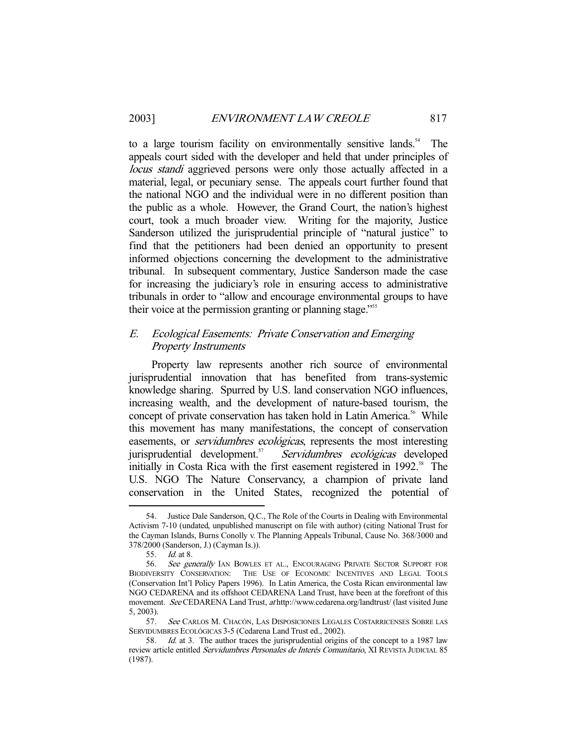to a large tourism facility on environmentally sensitive lands.[54] The appeals court sided with the developer and held that under principles of *locus standi* aggrieved persons were only those actually affected in a material, legal, or pecuniary sense. The appeals court further found that the national NGO and the individual were in no different position than the public as a whole. However, the Grand Court, the nation's highest court, took a much broader view. Writing for the majority, Justice Sanderson utilized the jurisprudential principle of "natural justice" to find that the petitioners had been denied an opportunity to present informed objections concerning the development to the administrative tribunal. In subsequent commentary, Justice Sanderson made the case for increasing the judiciary's role in ensuring access to administrative tribunals in order to "allow and encourage environmental groups to have their voice at the permission granting or planning stage."[55]

### *E. Ecological Easements: Private Conservation and Emerging Property Instruments*

Property law represents another rich source of environmental jurisprudential innovation that has benefited from trans-systemic knowledge sharing. Spurred by U.S. land conservation NGO influences, increasing wealth, and the development of nature-based tourism, the concept of private conservation has taken hold in Latin America.[56] While this movement has many manifestations, the concept of conservation easements, or *servidumbres ecológicas*, represents the most interesting jurisprudential development.[57] *Servidumbres ecológicas* developed initially in Costa Rica with the first easement registered in 1992.[58] The U.S. NGO The Nature Conservancy, a champion of private land conservation in the United States, recognized the potential of

---

54. Justice Dale Sanderson, Q.C., The Role of the Courts in Dealing with Environmental Activism 7-10 (undated, unpublished manuscript on file with author) (citing National Trust for the Cayman Islands, Burns Conolly v. The Planning Appeals Tribunal, Cause No. 368/3000 and 378/2000 (Sanderson, J.) (Cayman Is.)).

55. *Id.* at 8.

56. *See generally* IAN BOWLES ET AL., ENCOURAGING PRIVATE SECTOR SUPPORT FOR BIODIVERSITY CONSERVATION: THE USE OF ECONOMIC INCENTIVES AND LEGAL TOOLS (Conservation Int'l Policy Papers 1996). In Latin America, the Costa Rican environmental law NGO CEDARENA and its offshoot CEDARENA Land Trust, have been at the forefront of this movement. *See* CEDARENA Land Trust, *at* http://www.cedarena.org/landtrust/ (last visited June 5, 2003).

57. *See* CARLOS M. CHACÓN, LAS DISPOSICIONES LEGALES COSTARRICENSES SOBRE LAS SERVIDUMBRES ECOLÓGICAS 3-5 (Cedarena Land Trust ed., 2002).

58. *Id.* at 3. The author traces the jurisprudential origins of the concept to a 1987 law review article entitled *Servidumbres Personales de Interés Comunitario*, XI REVISTA JUDICIAL 85 (1987).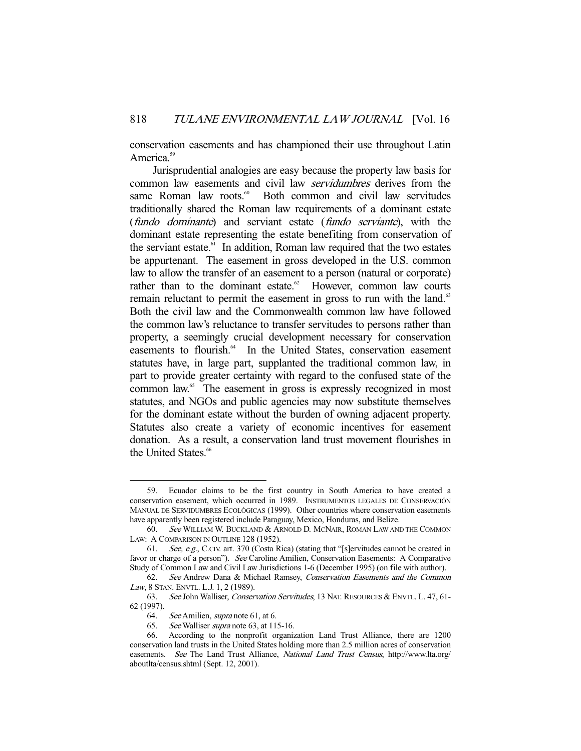conservation easements and has championed their use throughout Latin America.[59]

Jurisprudential analogies are easy because the property law basis for common law easements and civil law *servidumbres* derives from the same Roman law roots.[60] Both common and civil law servitudes traditionally shared the Roman law requirements of a dominant estate (*fundo dominante*) and serviant estate (*fundo serviante*), with the dominant estate representing the estate benefiting from conservation of the serviant estate.[61] In addition, Roman law required that the two estates be appurtenant. The easement in gross developed in the U.S. common law to allow the transfer of an easement to a person (natural or corporate) rather than to the dominant estate.[62] However, common law courts remain reluctant to permit the easement in gross to run with the land.[63] Both the civil law and the Commonwealth common law have followed the common law's reluctance to transfer servitudes to persons rather than property, a seemingly crucial development necessary for conservation easements to flourish.[64] In the United States, conservation easement statutes have, in large part, supplanted the traditional common law, in part to provide greater certainty with regard to the confused state of the common law.[65] The easement in gross is expressly recognized in most statutes, and NGOs and public agencies may now substitute themselves for the dominant estate without the burden of owning adjacent property. Statutes also create a variety of economic incentives for easement donation. As a result, a conservation land trust movement flourishes in the United States.[66]

---

59. Ecuador claims to be the first country in South America to have created a conservation easement, which occurred in 1989. INSTRUMENTOS LEGALES DE CONSERVACIÓN MANUAL DE SERVIDUMBRES ECOLÓGICAS (1999). Other countries where conservation easements have apparently been registered include Paraguay, Mexico, Honduras, and Belize.

60. *See* WILLIAM W. BUCKLAND & ARNOLD D. MCNAIR, ROMAN LAW AND THE COMMON LAW: A COMPARISON IN OUTLINE 128 (1952).

61. *See, e.g.*, C.CIV. art. 370 (Costa Rica) (stating that "[s]ervitudes cannot be created in favor or charge of a person"). *See* Caroline Amilien, Conservation Easements: A Comparative Study of Common Law and Civil Law Jurisdictions 1-6 (December 1995) (on file with author).

62. *See* Andrew Dana & Michael Ramsey, *Conservation Easements and the Common Law*, 8 STAN. ENVTL. L.J. 1, 2 (1989).

63. *See* John Walliser, *Conservation Servitudes*, 13 NAT. RESOURCES & ENVTL. L. 47, 61-62 (1997).

64. *See* Amilien, *supra* note 61, at 6.

65. *See* Walliser *supra* note 63, at 115-16.

66. According to the nonprofit organization Land Trust Alliance, there are 1200 conservation land trusts in the United States holding more than 2.5 million acres of conservation easements. *See* The Land Trust Alliance, *National Land Trust Census*, http://www.lta.org/aboutlta/census.shtml (Sept. 12, 2001).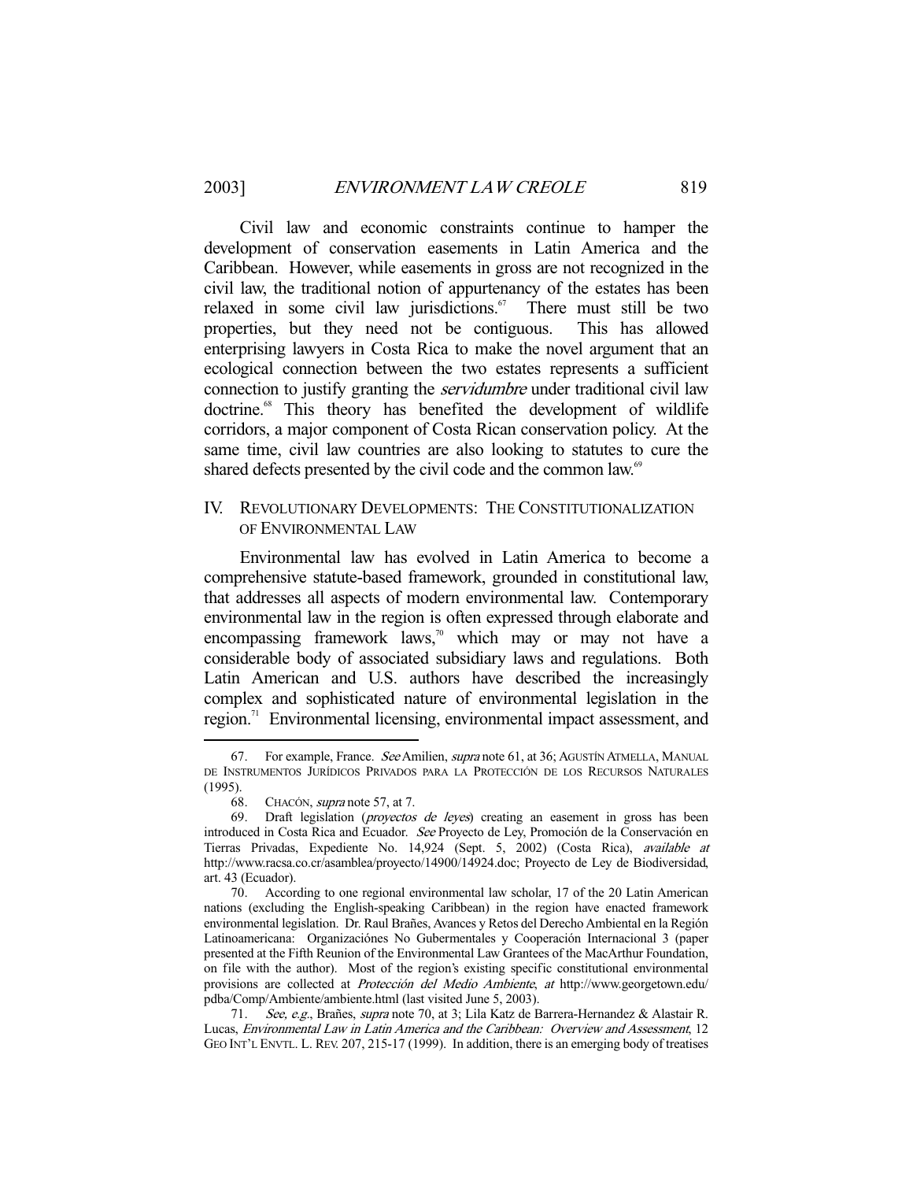Civil law and economic constraints continue to hamper the development of conservation easements in Latin America and the Caribbean. However, while easements in gross are not recognized in the civil law, the traditional notion of appurtenancy of the estates has been relaxed in some civil law jurisdictions.[67] There must still be two properties, but they need not be contiguous. This has allowed enterprising lawyers in Costa Rica to make the novel argument that an ecological connection between the two estates represents a sufficient connection to justify granting the *servidumbre* under traditional civil law doctrine.[68] This theory has benefited the development of wildlife corridors, a major component of Costa Rican conservation policy. At the same time, civil law countries are also looking to statutes to cure the shared defects presented by the civil code and the common law.[69]

## IV. REVOLUTIONARY DEVELOPMENTS: THE CONSTITUTIONALIZATION OF ENVIRONMENTAL LAW

Environmental law has evolved in Latin America to become a comprehensive statute-based framework, grounded in constitutional law, that addresses all aspects of modern environmental law. Contemporary environmental law in the region is often expressed through elaborate and encompassing framework laws,[70] which may or may not have a considerable body of associated subsidiary laws and regulations. Both Latin American and U.S. authors have described the increasingly complex and sophisticated nature of environmental legislation in the region.[71] Environmental licensing, environmental impact assessment, and

---

67. For example, France. *See* Amilien, *supra* note 61, at 36; AGUSTÍN ATMELLA, MANUAL DE INSTRUMENTOS JURÍDICOS PRIVADOS PARA LA PROTECCIÓN DE LOS RECURSOS NATURALES (1995).

68. CHACÓN, *supra* note 57, at 7.

69. Draft legislation (*proyectos de leyes*) creating an easement in gross has been introduced in Costa Rica and Ecuador. *See* Proyecto de Ley, Promoción de la Conservación en Tierras Privadas, Expediente No. 14,924 (Sept. 5, 2002) (Costa Rica), *available at* http://www.racsa.co.cr/asamblea/proyecto/14900/14924.doc; Proyecto de Ley de Biodiversidad, art. 43 (Ecuador).

70. According to one regional environmental law scholar, 17 of the 20 Latin American nations (excluding the English-speaking Caribbean) in the region have enacted framework environmental legislation. Dr. Raul Brañes, Avances y Retos del Derecho Ambiental en la Región Latinoamericana: Organizaciónes No Gubermentales y Cooperación Internacional 3 (paper presented at the Fifth Reunion of the Environmental Law Grantees of the MacArthur Foundation, on file with the author). Most of the region's existing specific constitutional environmental provisions are collected at *Protección del Medio Ambiente*, *at* http://www.georgetown.edu/pdba/Comp/Ambiente/ambiente.html (last visited June 5, 2003).

71. *See, e.g.*, Brañes, *supra* note 70, at 3; Lila Katz de Barrera-Hernandez & Alastair R. Lucas, *Environmental Law in Latin America and the Caribbean: Overview and Assessment*, 12 GEO INT'L ENVTL. L. REV. 207, 215-17 (1999). In addition, there is an emerging body of treatises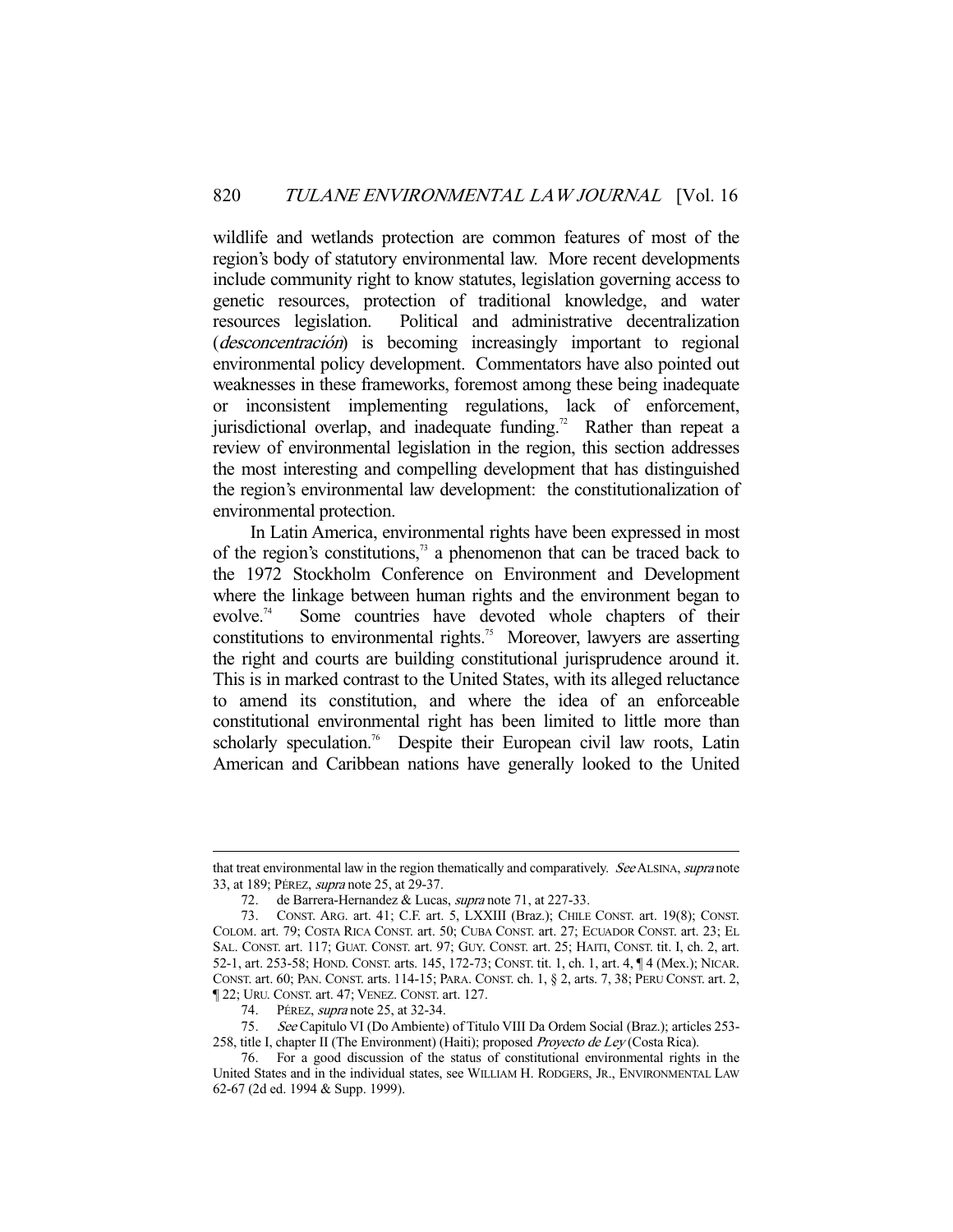wildlife and wetlands protection are common features of most of the region's body of statutory environmental law. More recent developments include community right to know statutes, legislation governing access to genetic resources, protection of traditional knowledge, and water resources legislation. Political and administrative decentralization (*desconcentración*) is becoming increasingly important to regional environmental policy development. Commentators have also pointed out weaknesses in these frameworks, foremost among these being inadequate or inconsistent implementing regulations, lack of enforcement, jurisdictional overlap, and inadequate funding.[72] Rather than repeat a review of environmental legislation in the region, this section addresses the most interesting and compelling development that has distinguished the region's environmental law development: the constitutionalization of environmental protection.

In Latin America, environmental rights have been expressed in most of the region's constitutions,[73] a phenomenon that can be traced back to the 1972 Stockholm Conference on Environment and Development where the linkage between human rights and the environment began to evolve.[74] Some countries have devoted whole chapters of their constitutions to environmental rights.[75] Moreover, lawyers are asserting the right and courts are building constitutional jurisprudence around it. This is in marked contrast to the United States, with its alleged reluctance to amend its constitution, and where the idea of an enforceable constitutional environmental right has been limited to little more than scholarly speculation.[76] Despite their European civil law roots, Latin American and Caribbean nations have generally looked to the United

---

that treat environmental law in the region thematically and comparatively. *See* ALSINA, *supra* note 33, at 189; PÉREZ, *supra* note 25, at 29-37.

72. de Barrera-Hernandez & Lucas, *supra* note 71, at 227-33.

73. CONST. ARG. art. 41; C.F. art. 5, LXXIII (Braz.); CHILE CONST. art. 19(8); CONST. COLOM. art. 79; COSTA RICA CONST. art. 50; CUBA CONST. art. 27; ECUADOR CONST. art. 23; EL SAL. CONST. art. 117; GUAT. CONST. art. 97; GUY. CONST. art. 25; HAITI, CONST. tit. I, ch. 2, art. 52-1, art. 253-58; HOND. CONST. arts. 145, 172-73; CONST. tit. 1, ch. 1, art. 4, ¶ 4 (Mex.); NICAR. CONST. art. 60; PAN. CONST. arts. 114-15; PARA. CONST. ch. 1, § 2, arts. 7, 38; PERU CONST. art. 2, ¶ 22; URU. CONST. art. 47; VENEZ. CONST. art. 127.

74. PÉREZ, *supra* note 25, at 32-34.

75. *See* Capitulo VI (Do Ambiente) of Titulo VIII Da Ordem Social (Braz.); articles 253-258, title I, chapter II (The Environment) (Haiti); proposed *Proyecto de Ley* (Costa Rica).

76. For a good discussion of the status of constitutional environmental rights in the United States and in the individual states, see WILLIAM H. RODGERS, JR., ENVIRONMENTAL LAW 62-67 (2d ed. 1994 & Supp. 1999).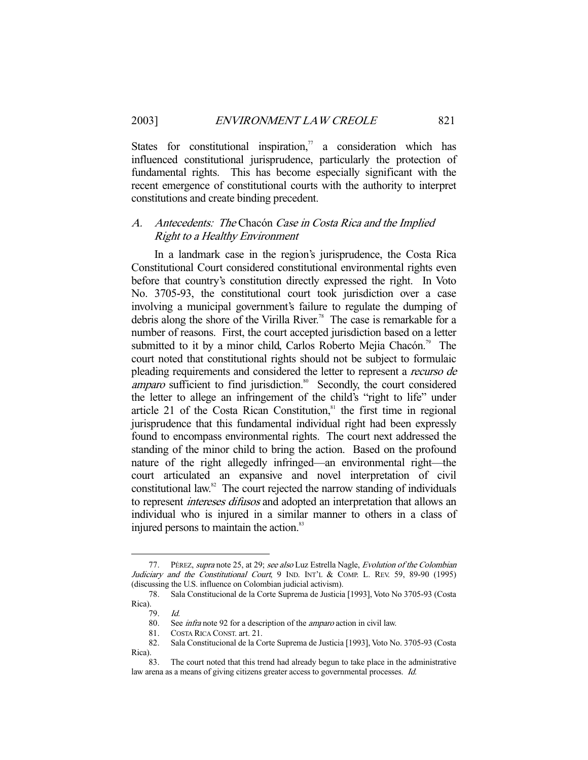States for constitutional inspiration,[77] a consideration which has influenced constitutional jurisprudence, particularly the protection of fundamental rights. This has become especially significant with the recent emergence of constitutional courts with the authority to interpret constitutions and create binding precedent.

### A. *Antecedents: The* Chacón *Case in Costa Rica and the Implied Right to a Healthy Environment*

In a landmark case in the region's jurisprudence, the Costa Rica Constitutional Court considered constitutional environmental rights even before that country's constitution directly expressed the right. In Voto No. 3705-93, the constitutional court took jurisdiction over a case involving a municipal government's failure to regulate the dumping of debris along the shore of the Virilla River.[78] The case is remarkable for a number of reasons. First, the court accepted jurisdiction based on a letter submitted to it by a minor child, Carlos Roberto Mejia Chacón.[79] The court noted that constitutional rights should not be subject to formulaic pleading requirements and considered the letter to represent a *recurso de amparo* sufficient to find jurisdiction.[80] Secondly, the court considered the letter to allege an infringement of the child's "right to life" under article 21 of the Costa Rican Constitution,[81] the first time in regional jurisprudence that this fundamental individual right had been expressly found to encompass environmental rights. The court next addressed the standing of the minor child to bring the action. Based on the profound nature of the right allegedly infringed—an environmental right—the court articulated an expansive and novel interpretation of civil constitutional law.[82] The court rejected the narrow standing of individuals to represent *intereses difusos* and adopted an interpretation that allows an individual who is injured in a similar manner to others in a class of injured persons to maintain the action.[83]

---

77. PÉREZ, *supra* note 25, at 29; *see also* Luz Estrella Nagle, *Evolution of the Colombian Judiciary and the Constitutional Court*, 9 IND. INT'L & COMP. L. REV. 59, 89-90 (1995) (discussing the U.S. influence on Colombian judicial activism).

78. Sala Constitucional de la Corte Suprema de Justicia [1993], Voto No 3705-93 (Costa Rica).

79. *Id.*

80. See *infra* note 92 for a description of the *amparo* action in civil law.

81. COSTA RICA CONST. art. 21.

82. Sala Constitucional de la Corte Suprema de Justicia [1993], Voto No. 3705-93 (Costa Rica).

83. The court noted that this trend had already begun to take place in the administrative law arena as a means of giving citizens greater access to governmental processes. *Id.*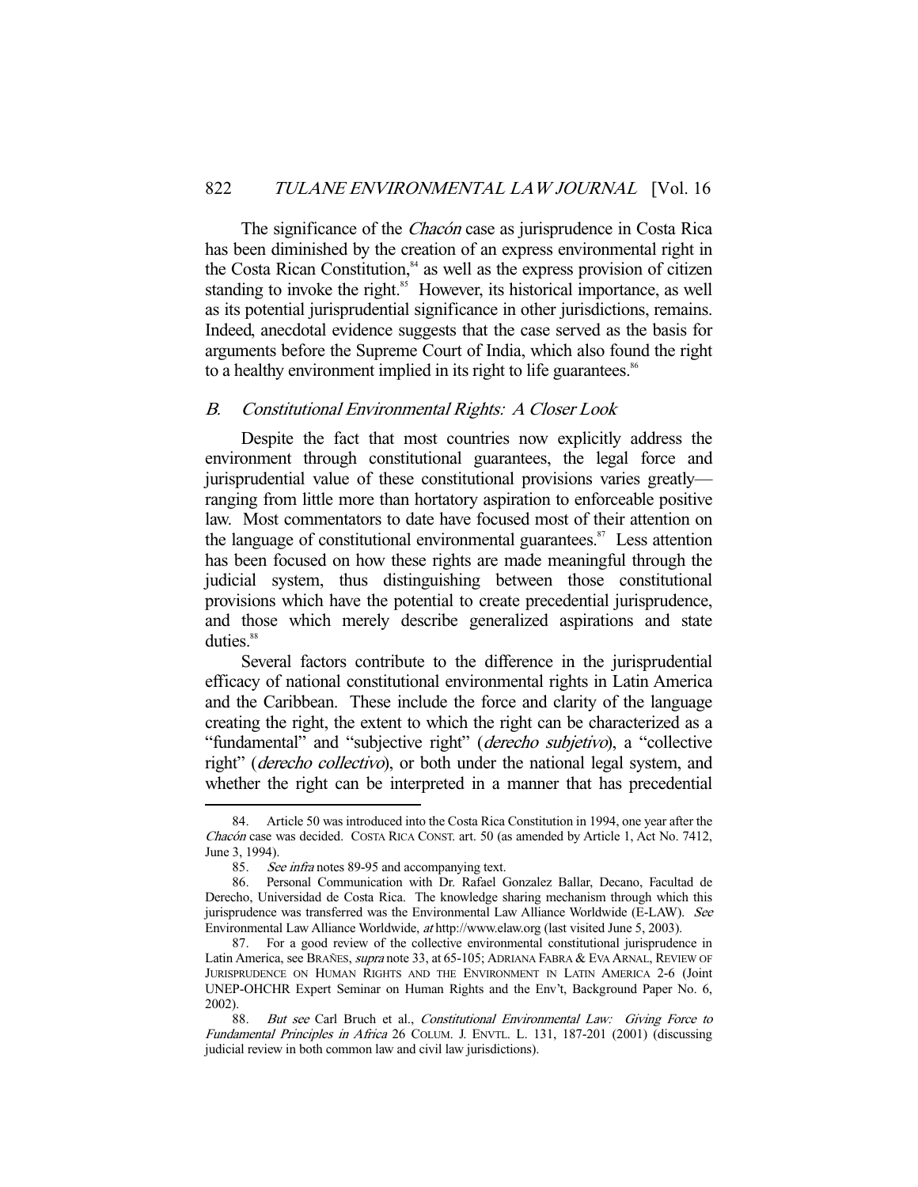The significance of the *Chacón* case as jurisprudence in Costa Rica has been diminished by the creation of an express environmental right in the Costa Rican Constitution,[84] as well as the express provision of citizen standing to invoke the right.[85] However, its historical importance, as well as its potential jurisprudential significance in other jurisdictions, remains. Indeed, anecdotal evidence suggests that the case served as the basis for arguments before the Supreme Court of India, which also found the right to a healthy environment implied in its right to life guarantees.[86]

### *B. Constitutional Environmental Rights: A Closer Look*

Despite the fact that most countries now explicitly address the environment through constitutional guarantees, the legal force and jurisprudential value of these constitutional provisions varies greatly—ranging from little more than hortatory aspiration to enforceable positive law. Most commentators to date have focused most of their attention on the language of constitutional environmental guarantees.[87] Less attention has been focused on how these rights are made meaningful through the judicial system, thus distinguishing between those constitutional provisions which have the potential to create precedential jurisprudence, and those which merely describe generalized aspirations and state duties.[88]

Several factors contribute to the difference in the jurisprudential efficacy of national constitutional environmental rights in Latin America and the Caribbean. These include the force and clarity of the language creating the right, the extent to which the right can be characterized as a "fundamental" and "subjective right" (*derecho subjetivo*), a "collective right" (*derecho collectivo*), or both under the national legal system, and whether the right can be interpreted in a manner that has precedential

---

84. Article 50 was introduced into the Costa Rica Constitution in 1994, one year after the *Chacón* case was decided. COSTA RICA CONST. art. 50 (as amended by Article 1, Act No. 7412, June 3, 1994).

85. *See infra* notes 89-95 and accompanying text.

86. Personal Communication with Dr. Rafael Gonzalez Ballar, Decano, Facultad de Derecho, Universidad de Costa Rica. The knowledge sharing mechanism through which this jurisprudence was transferred was the Environmental Law Alliance Worldwide (E-LAW). *See* Environmental Law Alliance Worldwide, *at* http://www.elaw.org (last visited June 5, 2003).

87. For a good review of the collective environmental constitutional jurisprudence in Latin America, see BRAÑES, *supra* note 33, at 65-105; ADRIANA FABRA & EVA ARNAL, REVIEW OF JURISPRUDENCE ON HUMAN RIGHTS AND THE ENVIRONMENT IN LATIN AMERICA 2-6 (Joint UNEP-OHCHR Expert Seminar on Human Rights and the Env't, Background Paper No. 6, 2002).

88. *But see* Carl Bruch et al., *Constitutional Environmental Law: Giving Force to Fundamental Principles in Africa* 26 COLUM. J. ENVTL. L. 131, 187-201 (2001) (discussing judicial review in both common law and civil law jurisdictions).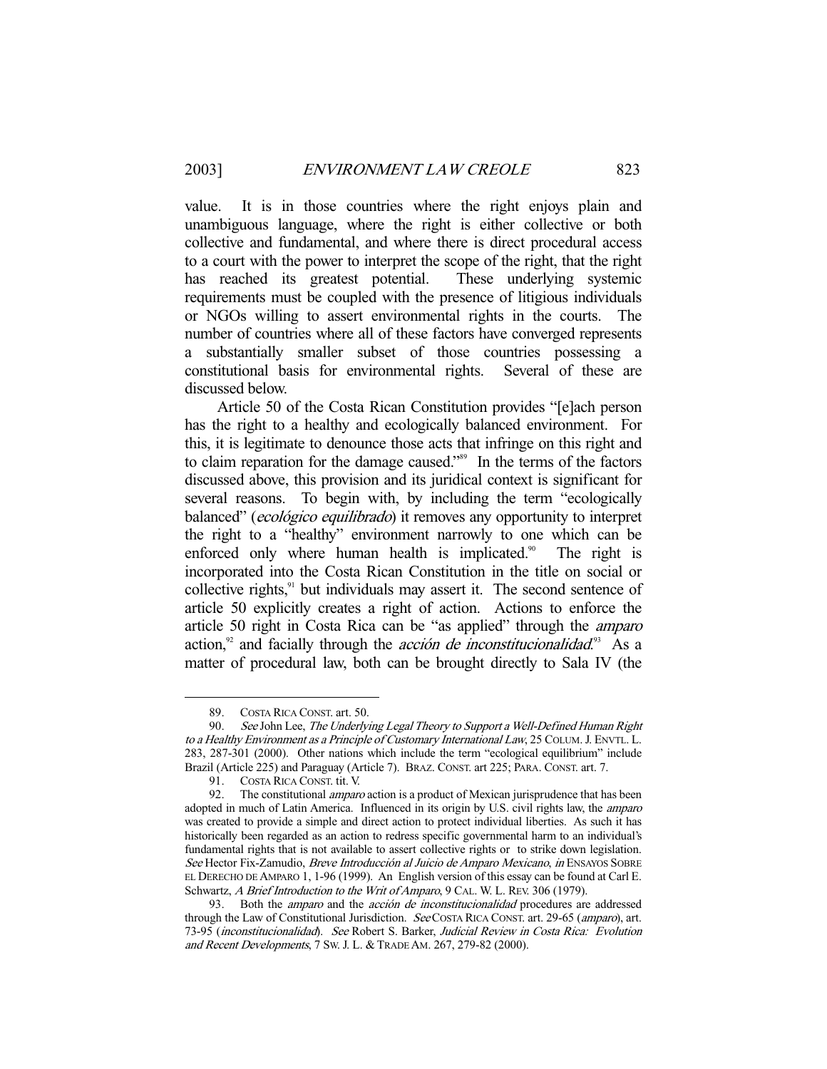value. It is in those countries where the right enjoys plain and unambiguous language, where the right is either collective or both collective and fundamental, and where there is direct procedural access to a court with the power to interpret the scope of the right, that the right has reached its greatest potential. These underlying systemic requirements must be coupled with the presence of litigious individuals or NGOs willing to assert environmental rights in the courts. The number of countries where all of these factors have converged represents a substantially smaller subset of those countries possessing a constitutional basis for environmental rights. Several of these are discussed below.

Article 50 of the Costa Rican Constitution provides "[e]ach person has the right to a healthy and ecologically balanced environment. For this, it is legitimate to denounce those acts that infringe on this right and to claim reparation for the damage caused."[89] In the terms of the factors discussed above, this provision and its juridical context is significant for several reasons. To begin with, by including the term "ecologically balanced" (*ecológico equilibrado*) it removes any opportunity to interpret the right to a "healthy" environment narrowly to one which can be enforced only where human health is implicated.[90] The right is incorporated into the Costa Rican Constitution in the title on social or collective rights,[91] but individuals may assert it. The second sentence of article 50 explicitly creates a right of action. Actions to enforce the article 50 right in Costa Rica can be "as applied" through the *amparo* action,[92] and facially through the *acción de inconstitucionalidad*.[93] As a matter of procedural law, both can be brought directly to Sala IV (the

---

89. COSTA RICA CONST. art. 50.

90. *See* John Lee, *The Underlying Legal Theory to Support a Well-Defined Human Right to a Healthy Environment as a Principle of Customary International Law*, 25 COLUM. J. ENVTL. L. 283, 287-301 (2000). Other nations which include the term "ecological equilibrium" include Brazil (Article 225) and Paraguay (Article 7). BRAZ. CONST. art 225; PARA. CONST. art. 7.

91. COSTA RICA CONST. tit. V.

92. The constitutional *amparo* action is a product of Mexican jurisprudence that has been adopted in much of Latin America. Influenced in its origin by U.S. civil rights law, the *amparo* was created to provide a simple and direct action to protect individual liberties. As such it has historically been regarded as an action to redress specific governmental harm to an individual's fundamental rights that is not available to assert collective rights or to strike down legislation. *See* Hector Fix-Zamudio, *Breve Introducción al Juicio de Amparo Mexicano*, *in* ENSAYOS SOBRE EL DERECHO DE AMPARO 1, 1-96 (1999). An English version of this essay can be found at Carl E. Schwartz, *A Brief Introduction to the Writ of Amparo*, 9 CAL. W. L. REV. 306 (1979).

93. Both the *amparo* and the *acción de inconstitucionalidad* procedures are addressed through the Law of Constitutional Jurisdiction. *See* COSTA RICA CONST. art. 29-65 (*amparo*), art. 73-95 (*inconstitucionalidad*). *See* Robert S. Barker, *Judicial Review in Costa Rica: Evolution and Recent Developments*, 7 SW. J. L. & TRADE AM. 267, 279-82 (2000).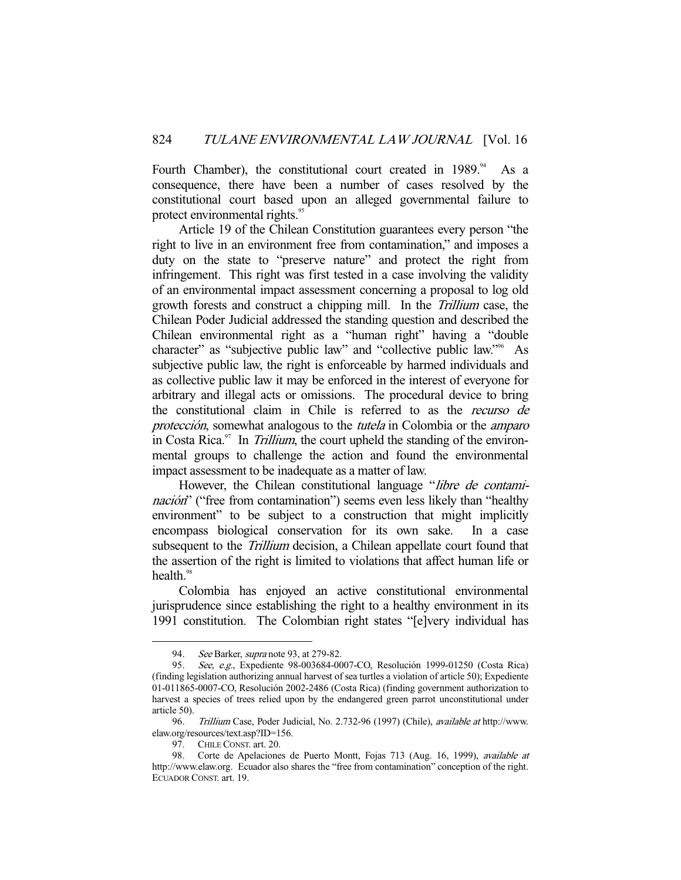Fourth Chamber), the constitutional court created in 1989.[94] As a consequence, there have been a number of cases resolved by the constitutional court based upon an alleged governmental failure to protect environmental rights.[95]

Article 19 of the Chilean Constitution guarantees every person "the right to live in an environment free from contamination," and imposes a duty on the state to "preserve nature" and protect the right from infringement. This right was first tested in a case involving the validity of an environmental impact assessment concerning a proposal to log old growth forests and construct a chipping mill. In the *Trillium* case, the Chilean Poder Judicial addressed the standing question and described the Chilean environmental right as a "human right" having a "double character" as "subjective public law" and "collective public law."[96] As subjective public law, the right is enforceable by harmed individuals and as collective public law it may be enforced in the interest of everyone for arbitrary and illegal acts or omissions. The procedural device to bring the constitutional claim in Chile is referred to as the *recurso de protección*, somewhat analogous to the *tutela* in Colombia or the *amparo* in Costa Rica.[97] In *Trillium*, the court upheld the standing of the environmental groups to challenge the action and found the environmental impact assessment to be inadequate as a matter of law.

However, the Chilean constitutional language "*libre de contaminación*" ("free from contamination") seems even less likely than "healthy environment" to be subject to a construction that might implicitly encompass biological conservation for its own sake. In a case subsequent to the *Trillium* decision, a Chilean appellate court found that the assertion of the right is limited to violations that affect human life or health.[98]

Colombia has enjoyed an active constitutional environmental jurisprudence since establishing the right to a healthy environment in its 1991 constitution. The Colombian right states "[e]very individual has

---

94. *See* Barker, *supra* note 93, at 279-82.

95. *See, e.g.*, Expediente 98-003684-0007-CO, Resolución 1999-01250 (Costa Rica) (finding legislation authorizing annual harvest of sea turtles a violation of article 50); Expediente 01-011865-0007-CO, Resolución 2002-2486 (Costa Rica) (finding government authorization to harvest a species of trees relied upon by the endangered green parrot unconstitutional under article 50).

96. *Trillium* Case, Poder Judicial, No. 2.732-96 (1997) (Chile), *available at* http://www.elaw.org/resources/text.asp?ID=156.

97. CHILE CONST. art. 20.

98. Corte de Apelaciones de Puerto Montt, Fojas 713 (Aug. 16, 1999), *available at* http://www.elaw.org. Ecuador also shares the "free from contamination" conception of the right. ECUADOR CONST. art. 19.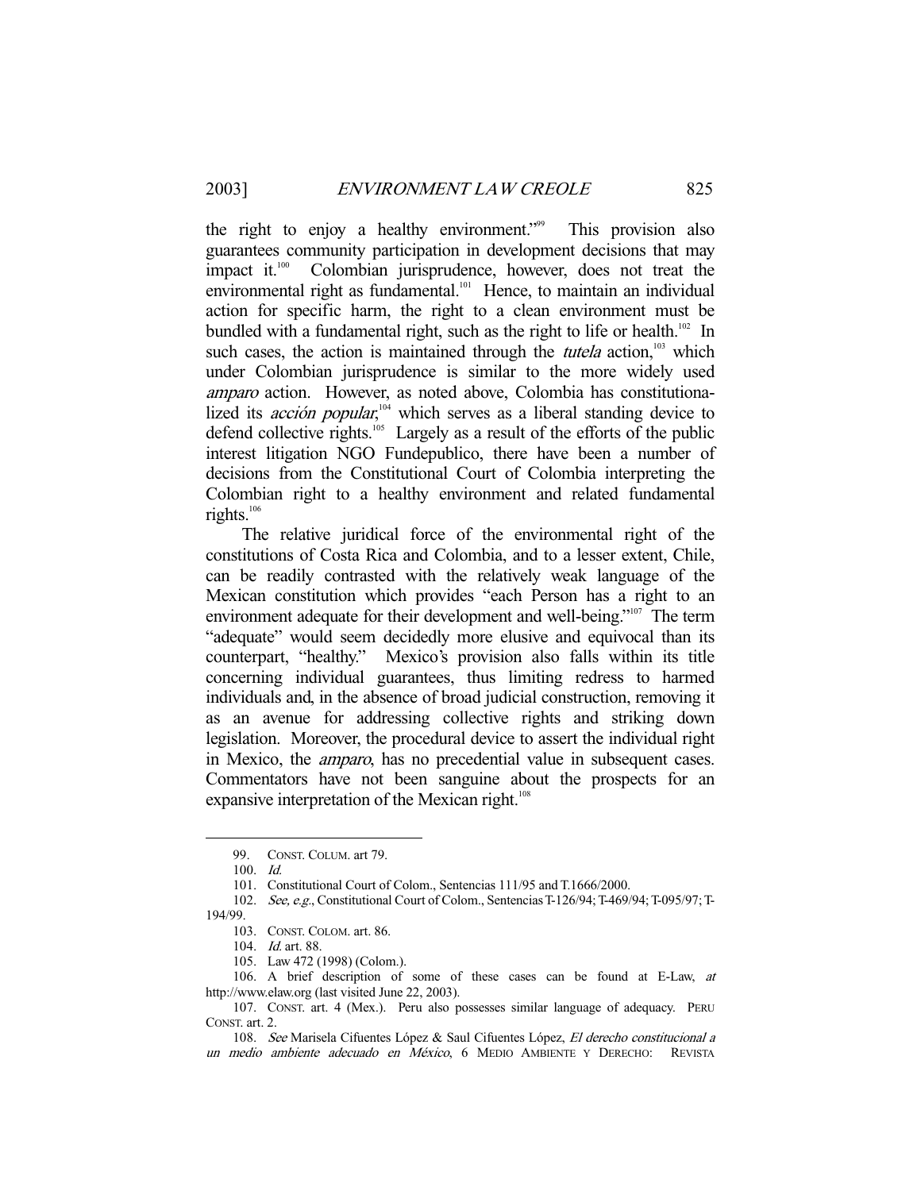the right to enjoy a healthy environment."[99] This provision also guarantees community participation in development decisions that may impact it.[100] Colombian jurisprudence, however, does not treat the environmental right as fundamental.[101] Hence, to maintain an individual action for specific harm, the right to a clean environment must be bundled with a fundamental right, such as the right to life or health.[102] In such cases, the action is maintained through the *tutela* action,[103] which under Colombian jurisprudence is similar to the more widely used *amparo* action. However, as noted above, Colombia has constitutionalized its *acción popular*,[104] which serves as a liberal standing device to defend collective rights.[105] Largely as a result of the efforts of the public interest litigation NGO Fundepublico, there have been a number of decisions from the Constitutional Court of Colombia interpreting the Colombian right to a healthy environment and related fundamental rights.[106]

The relative juridical force of the environmental right of the constitutions of Costa Rica and Colombia, and to a lesser extent, Chile, can be readily contrasted with the relatively weak language of the Mexican constitution which provides "each Person has a right to an environment adequate for their development and well-being."[107] The term "adequate" would seem decidedly more elusive and equivocal than its counterpart, "healthy." Mexico's provision also falls within its title concerning individual guarantees, thus limiting redress to harmed individuals and, in the absence of broad judicial construction, removing it as an avenue for addressing collective rights and striking down legislation. Moreover, the procedural device to assert the individual right in Mexico, the *amparo*, has no precedential value in subsequent cases. Commentators have not been sanguine about the prospects for an expansive interpretation of the Mexican right.[108]

---

99. CONST. COLUM. art 79.

100. *Id.*

101. Constitutional Court of Colom., Sentencias 111/95 and T.1666/2000.

102. *See, e.g.*, Constitutional Court of Colom., Sentencias T-126/94; T-469/94; T-095/97; T-194/99.

103. CONST. COLOM. art. 86.

104. *Id.* art. 88.

105. Law 472 (1998) (Colom.).

106. A brief description of some of these cases can be found at E-Law, *at* http://www.elaw.org (last visited June 22, 2003).

107. CONST. art. 4 (Mex.). Peru also possesses similar language of adequacy. PERU CONST. art. 2.

108. *See* Marisela Cifuentes López & Saul Cifuentes López, *El derecho constitucional a un medio ambiente adecuado en México*, 6 MEDIO AMBIENTE Y DERECHO: REVISTA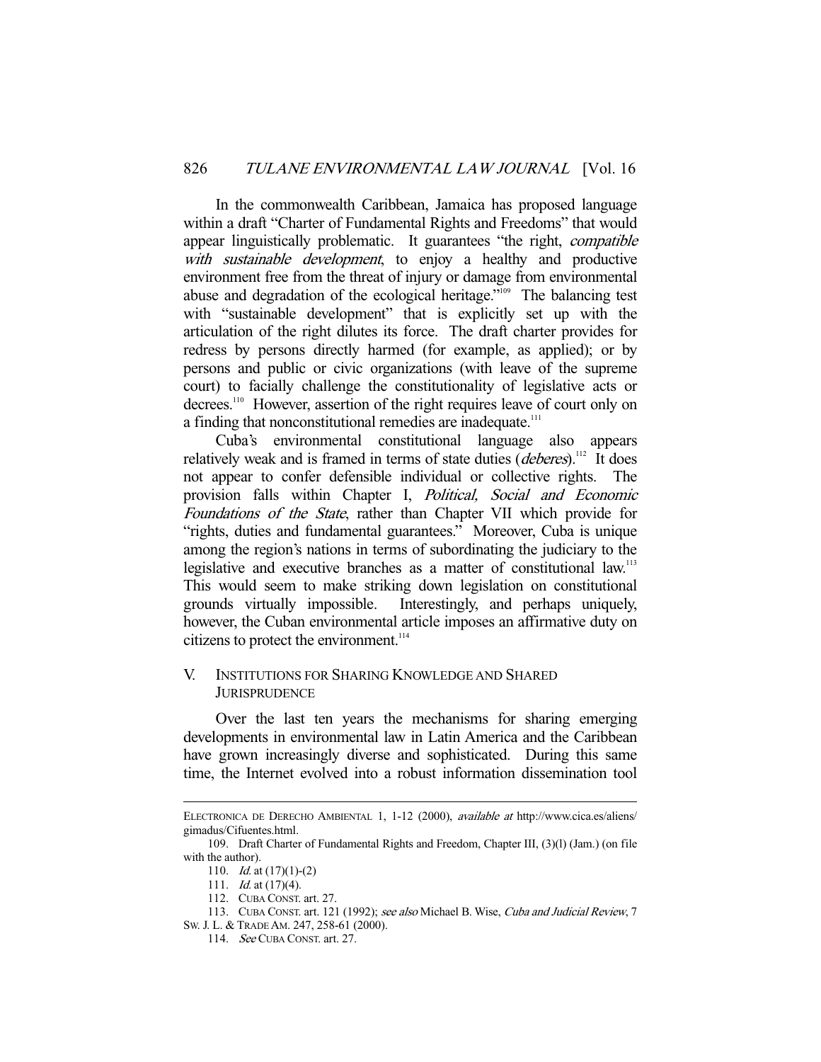In the commonwealth Caribbean, Jamaica has proposed language within a draft "Charter of Fundamental Rights and Freedoms" that would appear linguistically problematic. It guarantees "the right, *compatible with sustainable development*, to enjoy a healthy and productive environment free from the threat of injury or damage from environmental abuse and degradation of the ecological heritage."[109] The balancing test with "sustainable development" that is explicitly set up with the articulation of the right dilutes its force. The draft charter provides for redress by persons directly harmed (for example, as applied); or by persons and public or civic organizations (with leave of the supreme court) to facially challenge the constitutionality of legislative acts or decrees.[110] However, assertion of the right requires leave of court only on a finding that nonconstitutional remedies are inadequate.[111]

Cuba's environmental constitutional language also appears relatively weak and is framed in terms of state duties (*deberes*).[112] It does not appear to confer defensible individual or collective rights. The provision falls within Chapter I, *Political, Social and Economic Foundations of the State*, rather than Chapter VII which provide for "rights, duties and fundamental guarantees." Moreover, Cuba is unique among the region's nations in terms of subordinating the judiciary to the legislative and executive branches as a matter of constitutional law.[113] This would seem to make striking down legislation on constitutional grounds virtually impossible. Interestingly, and perhaps uniquely, however, the Cuban environmental article imposes an affirmative duty on citizens to protect the environment.[114]

## V. INSTITUTIONS FOR SHARING KNOWLEDGE AND SHARED JURISPRUDENCE

Over the last ten years the mechanisms for sharing emerging developments in environmental law in Latin America and the Caribbean have grown increasingly diverse and sophisticated. During this same time, the Internet evolved into a robust information dissemination tool

---

ELECTRONICA DE DERECHO AMBIENTAL 1, 1-12 (2000), *available at* http://www.cica.es/aliens/gimadus/Cifuentes.html.

109. Draft Charter of Fundamental Rights and Freedom, Chapter III, (3)(l) (Jam.) (on file with the author).

110. *Id.* at (17)(1)-(2)

111. *Id.* at (17)(4).

112. CUBA CONST. art. 27.

113. CUBA CONST. art. 121 (1992); *see also* Michael B. Wise, *Cuba and Judicial Review*, 7 SW. J. L. & TRADE AM. 247, 258-61 (2000).

114. *See* CUBA CONST. art. 27.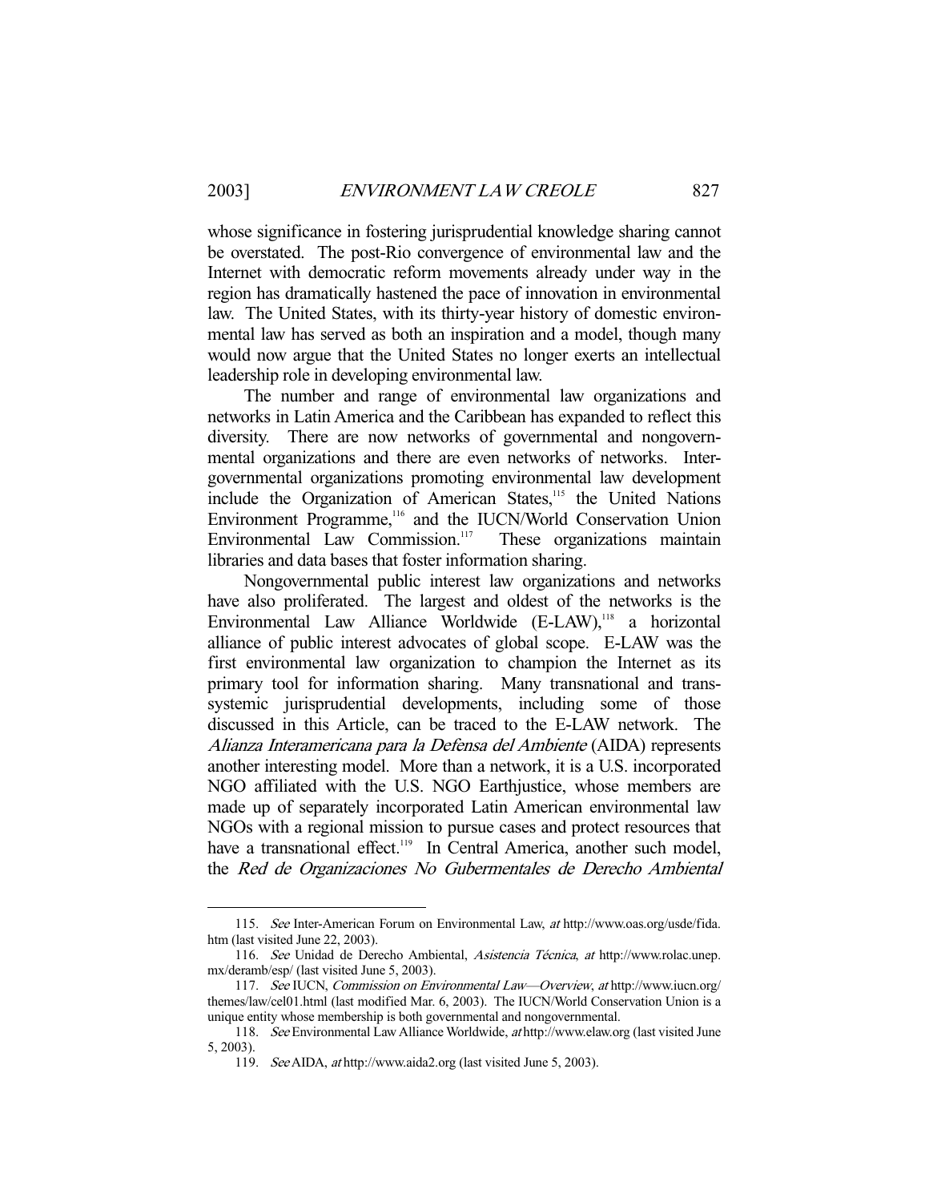whose significance in fostering jurisprudential knowledge sharing cannot be overstated. The post-Rio convergence of environmental law and the Internet with democratic reform movements already under way in the region has dramatically hastened the pace of innovation in environmental law. The United States, with its thirty-year history of domestic environmental law has served as both an inspiration and a model, though many would now argue that the United States no longer exerts an intellectual leadership role in developing environmental law.

The number and range of environmental law organizations and networks in Latin America and the Caribbean has expanded to reflect this diversity. There are now networks of governmental and nongovernmental organizations and there are even networks of networks. Intergovernmental organizations promoting environmental law development include the Organization of American States,[115] the United Nations Environment Programme,[116] and the IUCN/World Conservation Union Environmental Law Commission.[117] These organizations maintain libraries and data bases that foster information sharing.

Nongovernmental public interest law organizations and networks have also proliferated. The largest and oldest of the networks is the Environmental Law Alliance Worldwide (E-LAW),[118] a horizontal alliance of public interest advocates of global scope. E-LAW was the first environmental law organization to champion the Internet as its primary tool for information sharing. Many transnational and transsystemic jurisprudential developments, including some of those discussed in this Article, can be traced to the E-LAW network. The *Alianza Interamericana para la Defensa del Ambiente* (AIDA) represents another interesting model. More than a network, it is a U.S. incorporated NGO affiliated with the U.S. NGO Earthjustice, whose members are made up of separately incorporated Latin American environmental law NGOs with a regional mission to pursue cases and protect resources that have a transnational effect.[119] In Central America, another such model, the *Red de Organizaciones No Gubermentales de Derecho Ambiental*

---

115. *See* Inter-American Forum on Environmental Law, *at* http://www.oas.org/usde/fida.htm (last visited June 22, 2003).

116. *See* Unidad de Derecho Ambiental, *Asistencia Técnica*, *at* http://www.rolac.unep.mx/deramb/esp/ (last visited June 5, 2003).

117. *See* IUCN, *Commission on Environmental Law—Overview*, *at* http://www.iucn.org/themes/law/cel01.html (last modified Mar. 6, 2003). The IUCN/World Conservation Union is a unique entity whose membership is both governmental and nongovernmental.

118. *See* Environmental Law Alliance Worldwide, *at* http://www.elaw.org (last visited June 5, 2003).

119. *See* AIDA, *at* http://www.aida2.org (last visited June 5, 2003).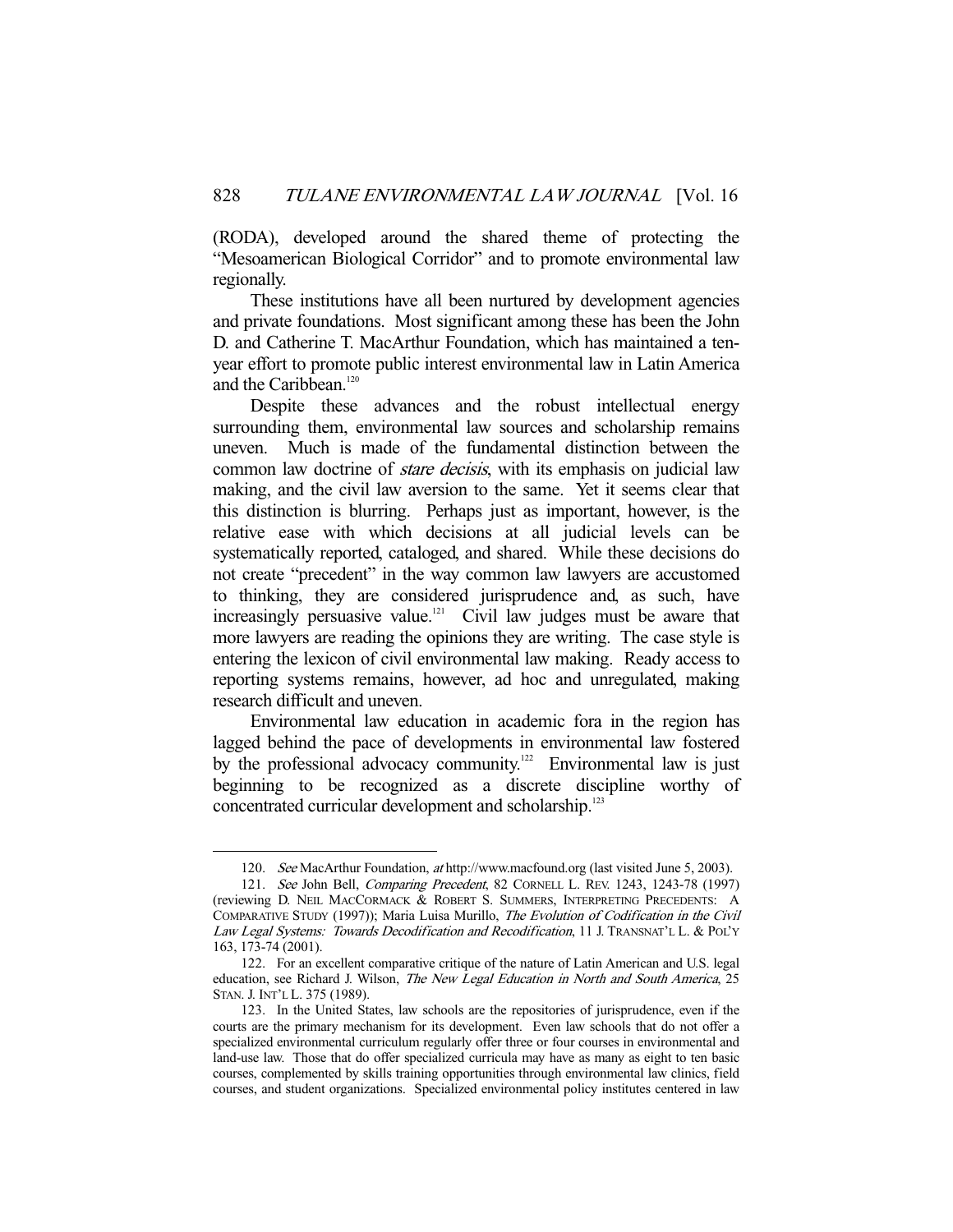(RODA), developed around the shared theme of protecting the "Mesoamerican Biological Corridor" and to promote environmental law regionally.

These institutions have all been nurtured by development agencies and private foundations. Most significant among these has been the John D. and Catherine T. MacArthur Foundation, which has maintained a ten-year effort to promote public interest environmental law in Latin America and the Caribbean.[120]

Despite these advances and the robust intellectual energy surrounding them, environmental law sources and scholarship remains uneven. Much is made of the fundamental distinction between the common law doctrine of *stare decisis*, with its emphasis on judicial law making, and the civil law aversion to the same. Yet it seems clear that this distinction is blurring. Perhaps just as important, however, is the relative ease with which decisions at all judicial levels can be systematically reported, cataloged, and shared. While these decisions do not create "precedent" in the way common law lawyers are accustomed to thinking, they are considered jurisprudence and, as such, have increasingly persuasive value.[121] Civil law judges must be aware that more lawyers are reading the opinions they are writing. The case style is entering the lexicon of civil environmental law making. Ready access to reporting systems remains, however, ad hoc and unregulated, making research difficult and uneven.

Environmental law education in academic fora in the region has lagged behind the pace of developments in environmental law fostered by the professional advocacy community.[122] Environmental law is just beginning to be recognized as a discrete discipline worthy of concentrated curricular development and scholarship.[123]

---

120. *See* MacArthur Foundation, *at* http://www.macfound.org (last visited June 5, 2003).

121. *See* John Bell, *Comparing Precedent*, 82 CORNELL L. REV. 1243, 1243-78 (1997) (reviewing D. NEIL MACCORMACK & ROBERT S. SUMMERS, INTERPRETING PRECEDENTS: A COMPARATIVE STUDY (1997)); Maria Luisa Murillo, *The Evolution of Codification in the Civil Law Legal Systems: Towards Decodification and Recodification*, 11 J. TRANSNAT'L L. & POL'Y 163, 173-74 (2001).

122. For an excellent comparative critique of the nature of Latin American and U.S. legal education, see Richard J. Wilson, *The New Legal Education in North and South America*, 25 STAN. J. INT'L L. 375 (1989).

123. In the United States, law schools are the repositories of jurisprudence, even if the courts are the primary mechanism for its development. Even law schools that do not offer a specialized environmental curriculum regularly offer three or four courses in environmental and land-use law. Those that do offer specialized curricula may have as many as eight to ten basic courses, complemented by skills training opportunities through environmental law clinics, field courses, and student organizations. Specialized environmental policy institutes centered in law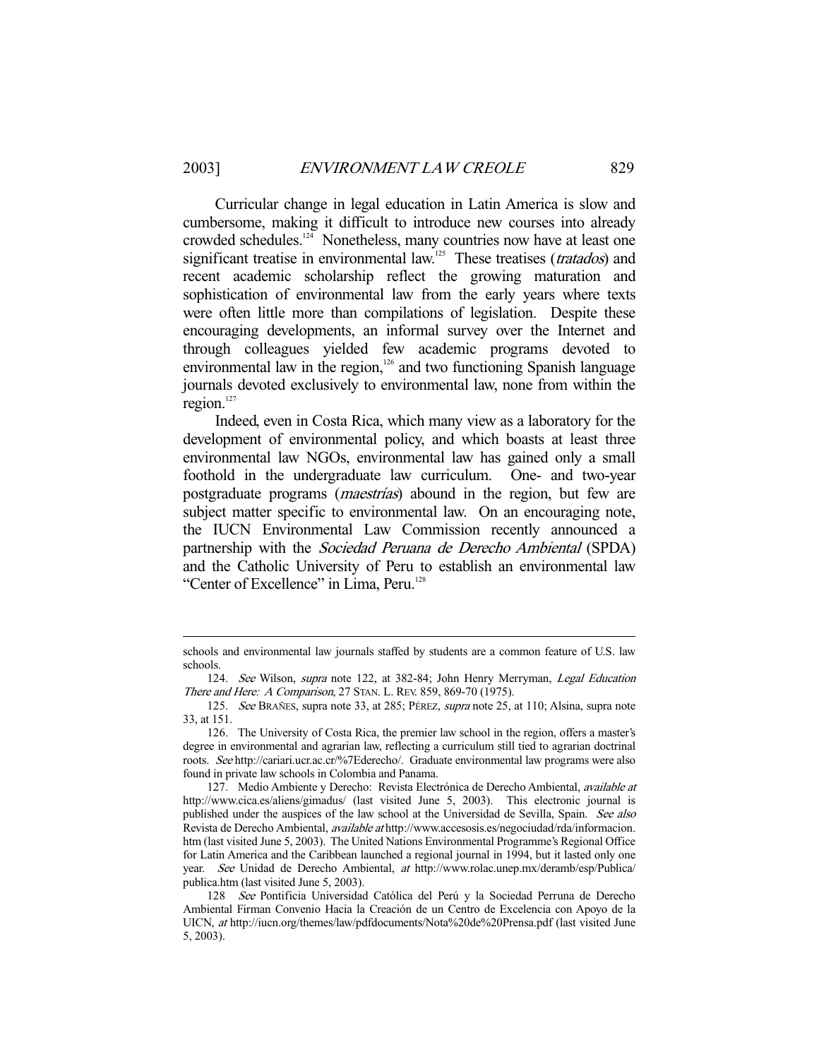Curricular change in legal education in Latin America is slow and cumbersome, making it difficult to introduce new courses into already crowded schedules.[124] Nonetheless, many countries now have at least one significant treatise in environmental law.[125] These treatises (*tratados*) and recent academic scholarship reflect the growing maturation and sophistication of environmental law from the early years where texts were often little more than compilations of legislation. Despite these encouraging developments, an informal survey over the Internet and through colleagues yielded few academic programs devoted to environmental law in the region,[126] and two functioning Spanish language journals devoted exclusively to environmental law, none from within the region.[127]

Indeed, even in Costa Rica, which many view as a laboratory for the development of environmental policy, and which boasts at least three environmental law NGOs, environmental law has gained only a small foothold in the undergraduate law curriculum. One- and two-year postgraduate programs (*maestrías*) abound in the region, but few are subject matter specific to environmental law. On an encouraging note, the IUCN Environmental Law Commission recently announced a partnership with the *Sociedad Peruana de Derecho Ambiental* (SPDA) and the Catholic University of Peru to establish an environmental law "Center of Excellence" in Lima, Peru.[128]

---

schools and environmental law journals staffed by students are a common feature of U.S. law schools.

124. *See* Wilson, *supra* note 122, at 382-84; John Henry Merryman, *Legal Education There and Here: A Comparison*, 27 STAN. L. REV. 859, 869-70 (1975).

125. *See* BRAÑES, supra note 33, at 285; PÉREZ, *supra* note 25, at 110; Alsina, supra note 33, at 151.

126. The University of Costa Rica, the premier law school in the region, offers a master's degree in environmental and agrarian law, reflecting a curriculum still tied to agrarian doctrinal roots. *See* http://cariari.ucr.ac.cr/%7Ederecho/. Graduate environmental law programs were also found in private law schools in Colombia and Panama.

127. Medio Ambiente y Derecho: Revista Electrónica de Derecho Ambiental, *available at* http://www.cica.es/aliens/gimadus/ (last visited June 5, 2003). This electronic journal is published under the auspices of the law school at the Universidad de Sevilla, Spain. *See also* Revista de Derecho Ambiental, *available at* http://www.accesosis.es/negociudad/rda/informacion.htm (last visited June 5, 2003). The United Nations Environmental Programme's Regional Office for Latin America and the Caribbean launched a regional journal in 1994, but it lasted only one year. *See* Unidad de Derecho Ambiental, *at* http://www.rolac.unep.mx/deramb/esp/Publica/publica.htm (last visited June 5, 2003).

128 *See* Pontificia Universidad Católica del Perú y la Sociedad Perruna de Derecho Ambiental Firman Convenio Hacia la Creación de un Centro de Excelencia con Apoyo de la UICN, *at* http://iucn.org/themes/law/pdfdocuments/Nota%20de%20Prensa.pdf (last visited June 5, 2003).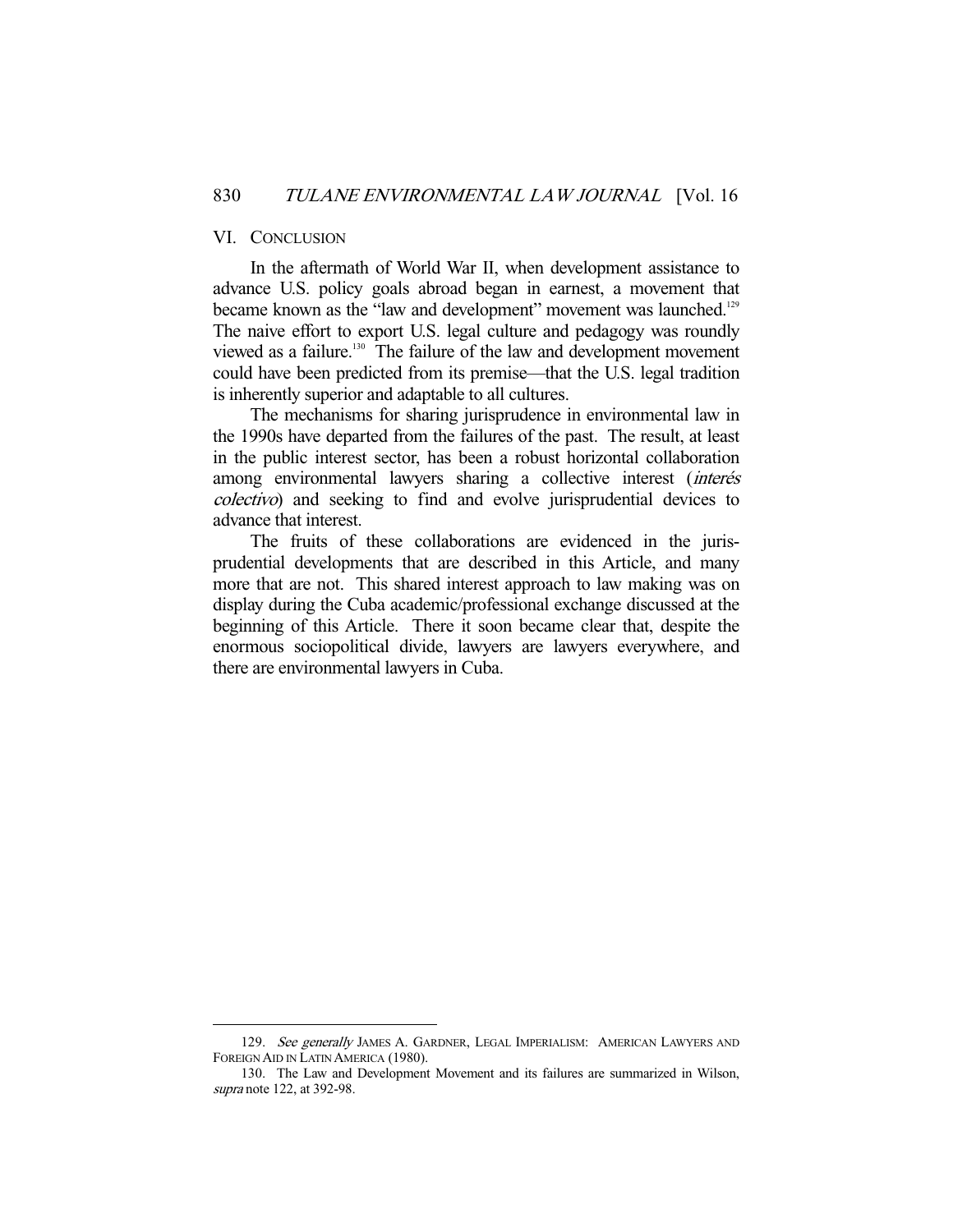## VI. CONCLUSION

In the aftermath of World War II, when development assistance to advance U.S. policy goals abroad began in earnest, a movement that became known as the "law and development" movement was launched.[129] The naive effort to export U.S. legal culture and pedagogy was roundly viewed as a failure.[130] The failure of the law and development movement could have been predicted from its premise—that the U.S. legal tradition is inherently superior and adaptable to all cultures.

The mechanisms for sharing jurisprudence in environmental law in the 1990s have departed from the failures of the past. The result, at least in the public interest sector, has been a robust horizontal collaboration among environmental lawyers sharing a collective interest (*interés colectivo*) and seeking to find and evolve jurisprudential devices to advance that interest.

The fruits of these collaborations are evidenced in the jurisprudential developments that are described in this Article, and many more that are not. This shared interest approach to law making was on display during the Cuba academic/professional exchange discussed at the beginning of this Article. There it soon became clear that, despite the enormous sociopolitical divide, lawyers are lawyers everywhere, and there are environmental lawyers in Cuba.

---

129. *See generally* JAMES A. GARDNER, LEGAL IMPERIALISM: AMERICAN LAWYERS AND FOREIGN AID IN LATIN AMERICA (1980).

130. The Law and Development Movement and its failures are summarized in Wilson, *supra* note 122, at 392-98.